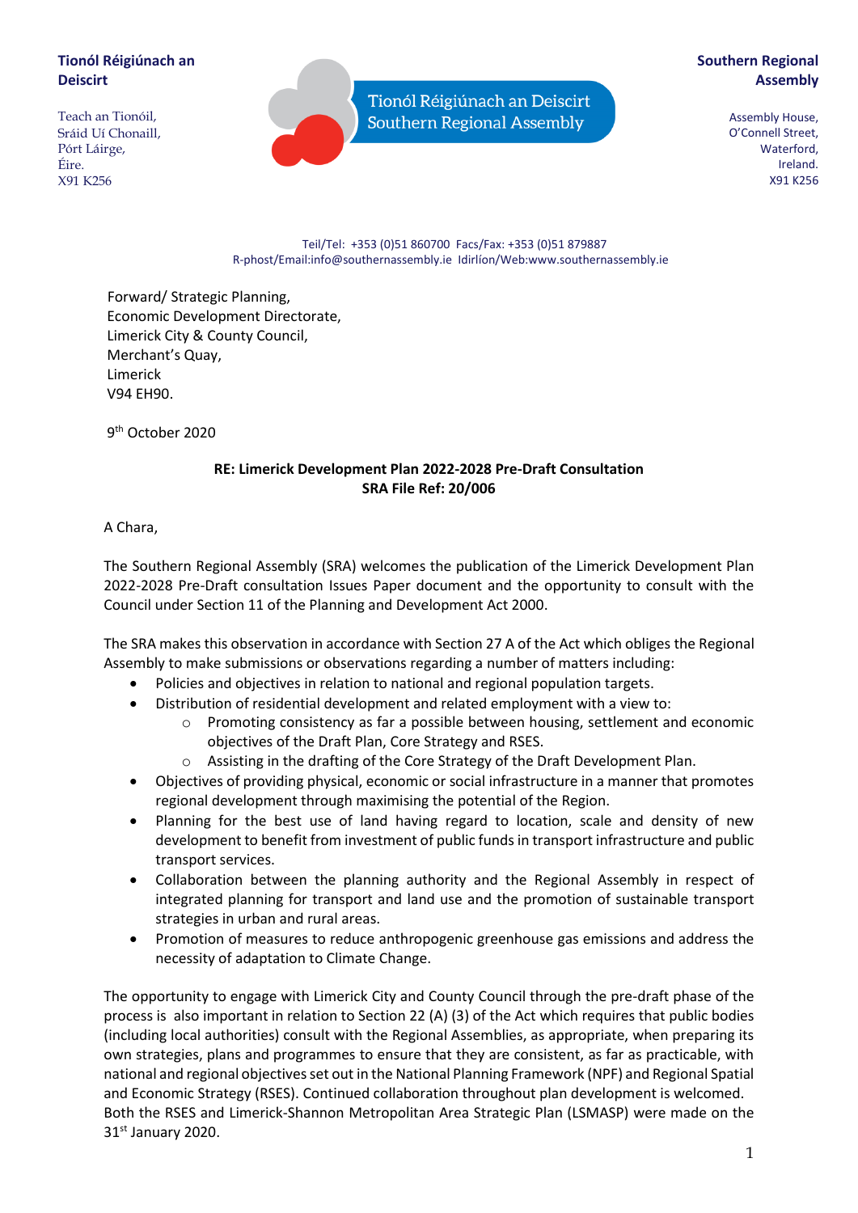**Tionól Réigiúnach an Deiscirt**

Teach an Tionóil,
Sráid Uí Chonaill,
Pórt Láirge,
Éire.
X91 K256

Tionól Réigiúnach an Deiscirt
Southern Regional Assembly

**Southern Regional Assembly**

Assembly House,
O'Connell Street,
Waterford,
Ireland.
X91 K256

Teil/Tel: +353 (0)51 860700 Facs/Fax: +353 (0)51 879887
R-phost/Email:info@southernassembly.ie Idirlíon/Web:www.southernassembly.ie

Forward/ Strategic Planning,
Economic Development Directorate,
Limerick City & County Council,
Merchant's Quay,
Limerick
V94 EH90.

9th October 2020

**RE: Limerick Development Plan 2022-2028 Pre-Draft Consultation**
**SRA File Ref: 20/006**

A Chara,

The Southern Regional Assembly (SRA) welcomes the publication of the Limerick Development Plan 2022-2028 Pre-Draft consultation Issues Paper document and the opportunity to consult with the Council under Section 11 of the Planning and Development Act 2000.

The SRA makes this observation in accordance with Section 27 A of the Act which obliges the Regional Assembly to make submissions or observations regarding a number of matters including:

- Policies and objectives in relation to national and regional population targets.
- Distribution of residential development and related employment with a view to:
  - Promoting consistency as far a possible between housing, settlement and economic objectives of the Draft Plan, Core Strategy and RSES.
  - Assisting in the drafting of the Core Strategy of the Draft Development Plan.
- Objectives of providing physical, economic or social infrastructure in a manner that promotes regional development through maximising the potential of the Region.
- Planning for the best use of land having regard to location, scale and density of new development to benefit from investment of public funds in transport infrastructure and public transport services.
- Collaboration between the planning authority and the Regional Assembly in respect of integrated planning for transport and land use and the promotion of sustainable transport strategies in urban and rural areas.
- Promotion of measures to reduce anthropogenic greenhouse gas emissions and address the necessity of adaptation to Climate Change.

The opportunity to engage with Limerick City and County Council through the pre-draft phase of the process is also important in relation to Section 22 (A) (3) of the Act which requires that public bodies (including local authorities) consult with the Regional Assemblies, as appropriate, when preparing its own strategies, plans and programmes to ensure that they are consistent, as far as practicable, with national and regional objectives set out in the National Planning Framework (NPF) and Regional Spatial and Economic Strategy (RSES). Continued collaboration throughout plan development is welcomed. Both the RSES and Limerick-Shannon Metropolitan Area Strategic Plan (LSMASP) were made on the 31st January 2020.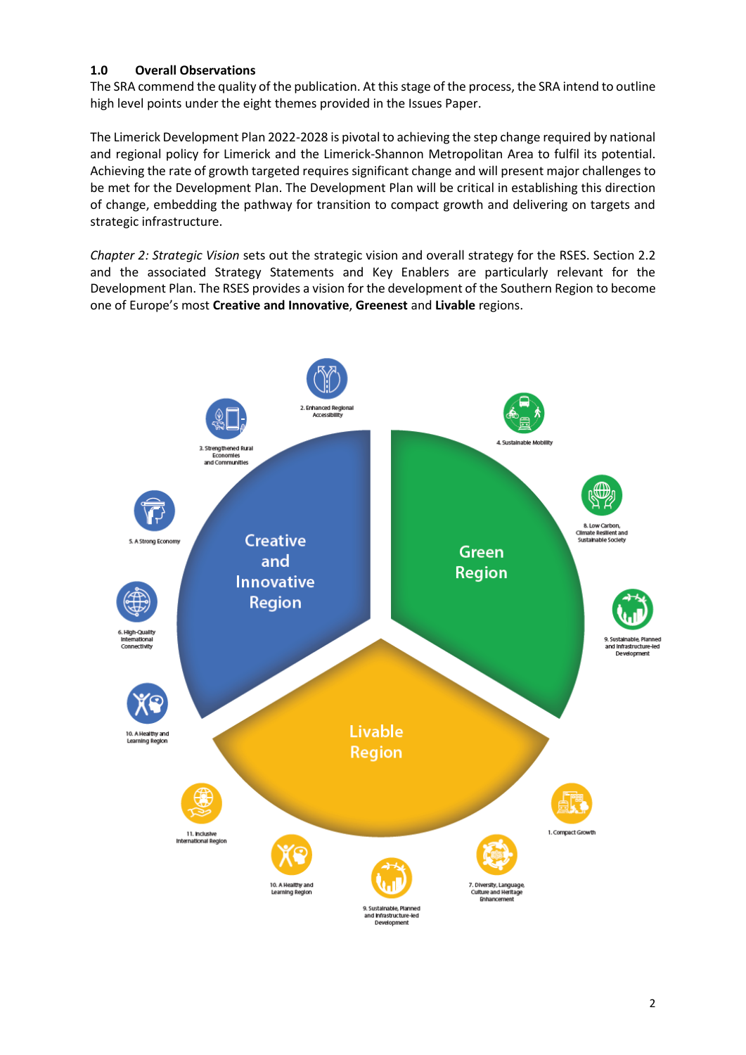## 1.0 Overall Observations

The SRA commend the quality of the publication. At this stage of the process, the SRA intend to outline high level points under the eight themes provided in the Issues Paper.

The Limerick Development Plan 2022-2028 is pivotal to achieving the step change required by national and regional policy for Limerick and the Limerick-Shannon Metropolitan Area to fulfil its potential. Achieving the rate of growth targeted requires significant change and will present major challenges to be met for the Development Plan. The Development Plan will be critical in establishing this direction of change, embedding the pathway for transition to compact growth and delivering on targets and strategic infrastructure.

*Chapter 2: Strategic Vision* sets out the strategic vision and overall strategy for the RSES. Section 2.2 and the associated Strategy Statements and Key Enablers are particularly relevant for the Development Plan. The RSES provides a vision for the development of the Southern Region to become one of Europe's most **Creative and Innovative**, **Greenest** and **Livable** regions.

Creative and Innovative Region

- 2. Enhanced Regional Accessibility
- 3. Strengthened Rural Economies and Communities
- 5. A Strong Economy
- 6. High-Quality International Connectivity
- 10. A Healthy and Learning Region

Green Region

- 4. Sustainable Mobility
- 8. Low Carbon, Climate Resilient and Sustainable Society
- 9. Sustainable, Planned and Infrastructure-led Development

Livable Region

- 1. Compact Growth
- 7. Diversity, Language, Culture and Heritage Enhancement
- 9. Sustainable, Planned and Infrastructure-led Development
- 10. A Healthy and Learning Region
- 11. Inclusive International Region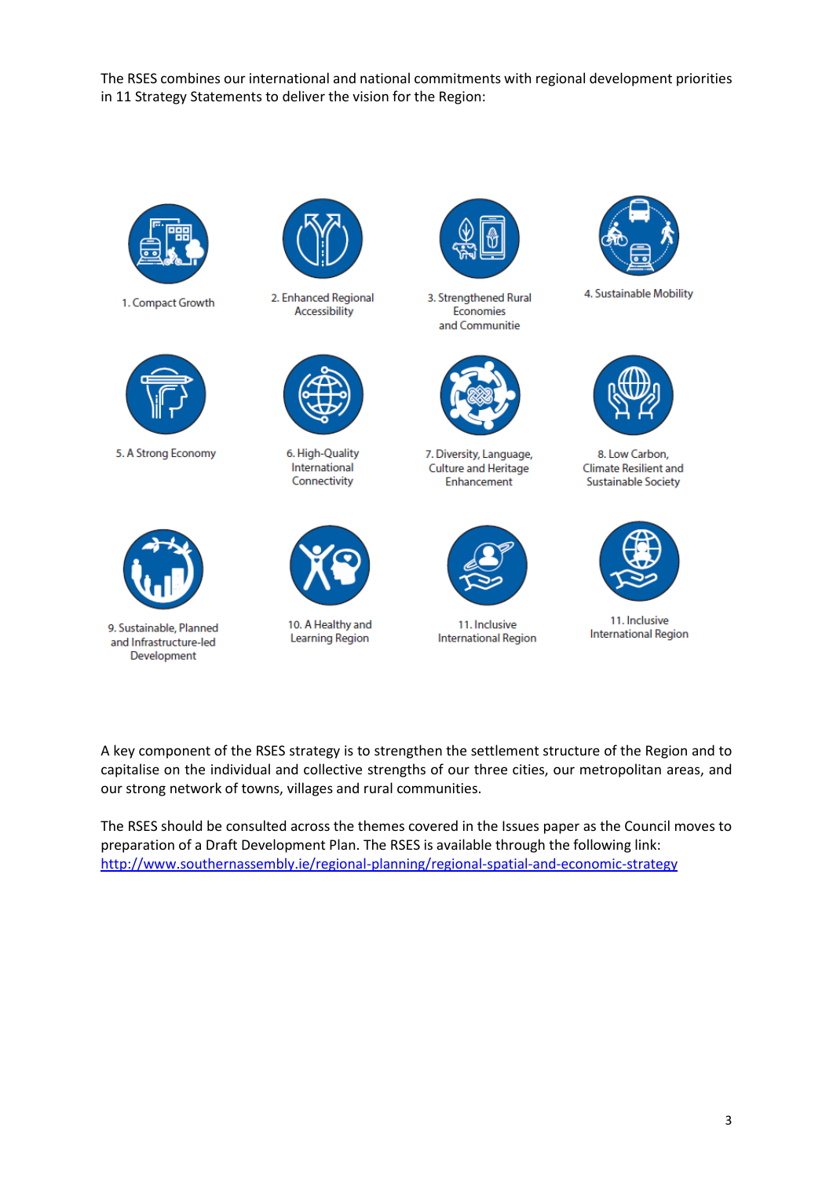The RSES combines our international and national commitments with regional development priorities in 11 Strategy Statements to deliver the vision for the Region:

1. Compact Growth
2. Enhanced Regional Accessibility
3. Strengthened Rural Economies and Communitie
4. Sustainable Mobility
5. A Strong Economy
6. High-Quality International Connectivity
7. Diversity, Language, Culture and Heritage Enhancement
8. Low Carbon, Climate Resilient and Sustainable Society
9. Sustainable, Planned and Infrastructure-led Development
10. A Healthy and Learning Region
11. Inclusive International Region
11. Inclusive International Region

A key component of the RSES strategy is to strengthen the settlement structure of the Region and to capitalise on the individual and collective strengths of our three cities, our metropolitan areas, and our strong network of towns, villages and rural communities.

The RSES should be consulted across the themes covered in the Issues paper as the Council moves to preparation of a Draft Development Plan. The RSES is available through the following link: [http://www.southernassembly.ie/regional-planning/regional-spatial-and-economic-strategy](http://www.southernassembly.ie/regional-planning/regional-spatial-and-economic-strategy)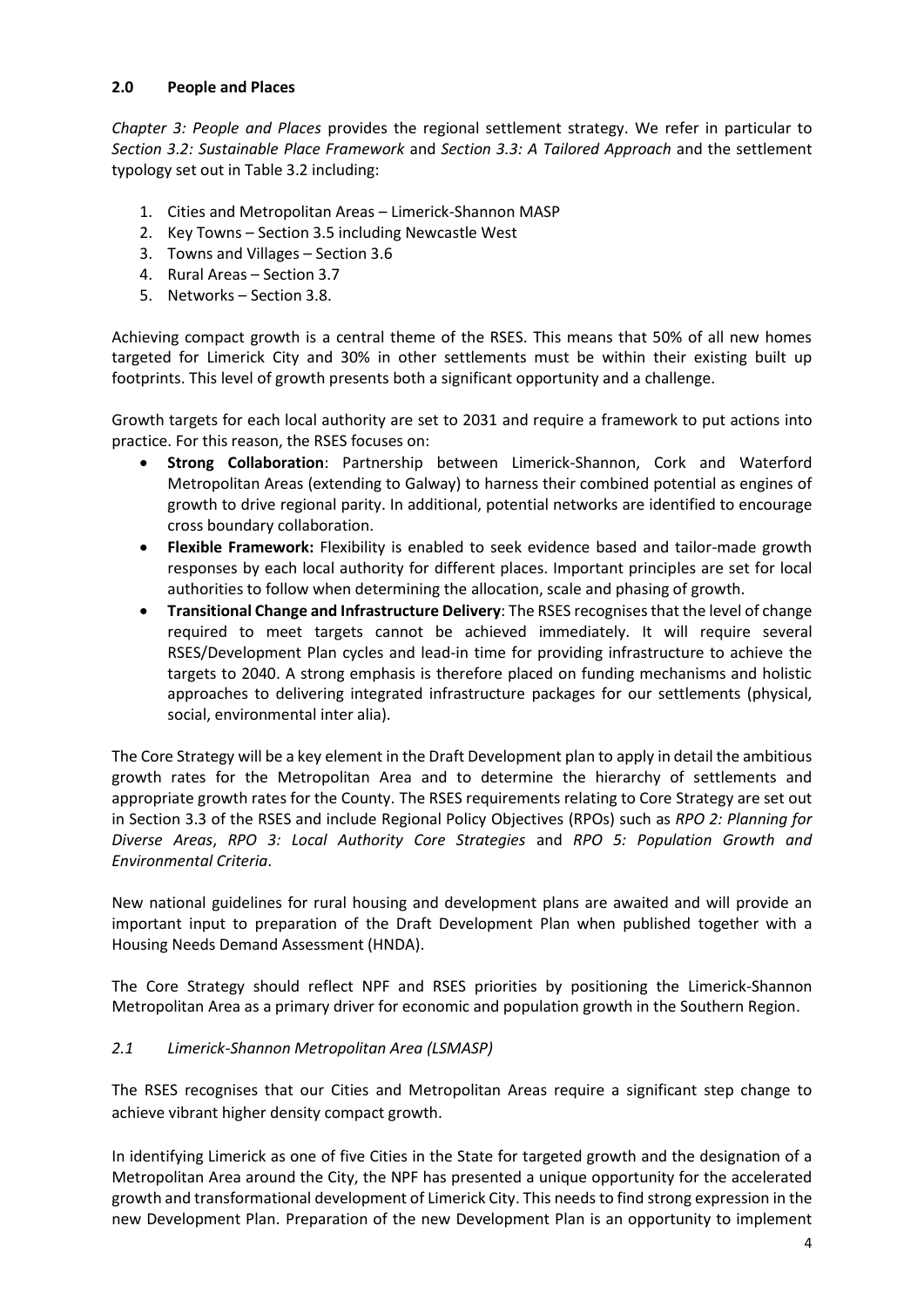## 2.0 People and Places

*Chapter 3: People and Places* provides the regional settlement strategy. We refer in particular to *Section 3.2: Sustainable Place Framework* and *Section 3.3: A Tailored Approach* and the settlement typology set out in Table 3.2 including:

1. Cities and Metropolitan Areas – Limerick-Shannon MASP
2. Key Towns – Section 3.5 including Newcastle West
3. Towns and Villages – Section 3.6
4. Rural Areas – Section 3.7
5. Networks – Section 3.8.

Achieving compact growth is a central theme of the RSES. This means that 50% of all new homes targeted for Limerick City and 30% in other settlements must be within their existing built up footprints. This level of growth presents both a significant opportunity and a challenge.

Growth targets for each local authority are set to 2031 and require a framework to put actions into practice. For this reason, the RSES focuses on:

- **Strong Collaboration**: Partnership between Limerick-Shannon, Cork and Waterford Metropolitan Areas (extending to Galway) to harness their combined potential as engines of growth to drive regional parity. In additional, potential networks are identified to encourage cross boundary collaboration.
- **Flexible Framework:** Flexibility is enabled to seek evidence based and tailor-made growth responses by each local authority for different places. Important principles are set for local authorities to follow when determining the allocation, scale and phasing of growth.
- **Transitional Change and Infrastructure Delivery**: The RSES recognises that the level of change required to meet targets cannot be achieved immediately. It will require several RSES/Development Plan cycles and lead-in time for providing infrastructure to achieve the targets to 2040. A strong emphasis is therefore placed on funding mechanisms and holistic approaches to delivering integrated infrastructure packages for our settlements (physical, social, environmental inter alia).

The Core Strategy will be a key element in the Draft Development plan to apply in detail the ambitious growth rates for the Metropolitan Area and to determine the hierarchy of settlements and appropriate growth rates for the County. The RSES requirements relating to Core Strategy are set out in Section 3.3 of the RSES and include Regional Policy Objectives (RPOs) such as *RPO 2: Planning for Diverse Areas*, *RPO 3: Local Authority Core Strategies* and *RPO 5: Population Growth and Environmental Criteria*.

New national guidelines for rural housing and development plans are awaited and will provide an important input to preparation of the Draft Development Plan when published together with a Housing Needs Demand Assessment (HNDA).

The Core Strategy should reflect NPF and RSES priorities by positioning the Limerick-Shannon Metropolitan Area as a primary driver for economic and population growth in the Southern Region.

### *2.1 Limerick-Shannon Metropolitan Area (LSMASP)*

The RSES recognises that our Cities and Metropolitan Areas require a significant step change to achieve vibrant higher density compact growth.

In identifying Limerick as one of five Cities in the State for targeted growth and the designation of a Metropolitan Area around the City, the NPF has presented a unique opportunity for the accelerated growth and transformational development of Limerick City. This needs to find strong expression in the new Development Plan. Preparation of the new Development Plan is an opportunity to implement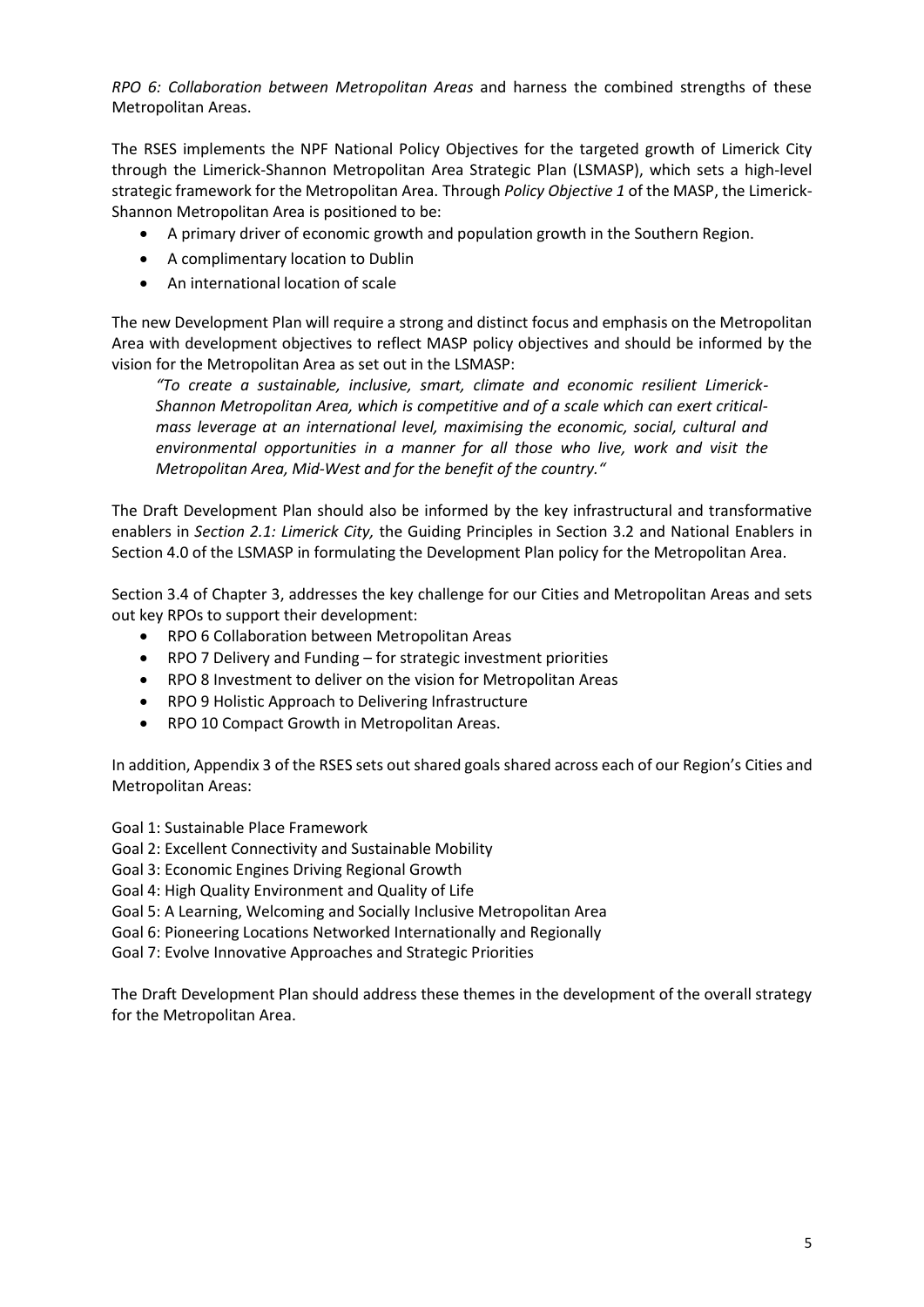*RPO 6: Collaboration between Metropolitan Areas* and harness the combined strengths of these Metropolitan Areas.

The RSES implements the NPF National Policy Objectives for the targeted growth of Limerick City through the Limerick-Shannon Metropolitan Area Strategic Plan (LSMASP), which sets a high-level strategic framework for the Metropolitan Area. Through *Policy Objective 1* of the MASP, the Limerick-Shannon Metropolitan Area is positioned to be:

- A primary driver of economic growth and population growth in the Southern Region.
- A complimentary location to Dublin
- An international location of scale

The new Development Plan will require a strong and distinct focus and emphasis on the Metropolitan Area with development objectives to reflect MASP policy objectives and should be informed by the vision for the Metropolitan Area as set out in the LSMASP:

> *"To create a sustainable, inclusive, smart, climate and economic resilient Limerick-Shannon Metropolitan Area, which is competitive and of a scale which can exert critical-mass leverage at an international level, maximising the economic, social, cultural and environmental opportunities in a manner for all those who live, work and visit the Metropolitan Area, Mid-West and for the benefit of the country."*

The Draft Development Plan should also be informed by the key infrastructural and transformative enablers in *Section 2.1: Limerick City,* the Guiding Principles in Section 3.2 and National Enablers in Section 4.0 of the LSMASP in formulating the Development Plan policy for the Metropolitan Area.

Section 3.4 of Chapter 3, addresses the key challenge for our Cities and Metropolitan Areas and sets out key RPOs to support their development:

- RPO 6 Collaboration between Metropolitan Areas
- RPO 7 Delivery and Funding – for strategic investment priorities
- RPO 8 Investment to deliver on the vision for Metropolitan Areas
- RPO 9 Holistic Approach to Delivering Infrastructure
- RPO 10 Compact Growth in Metropolitan Areas.

In addition, Appendix 3 of the RSES sets out shared goals shared across each of our Region's Cities and Metropolitan Areas:

Goal 1: Sustainable Place Framework
Goal 2: Excellent Connectivity and Sustainable Mobility
Goal 3: Economic Engines Driving Regional Growth
Goal 4: High Quality Environment and Quality of Life
Goal 5: A Learning, Welcoming and Socially Inclusive Metropolitan Area
Goal 6: Pioneering Locations Networked Internationally and Regionally
Goal 7: Evolve Innovative Approaches and Strategic Priorities

The Draft Development Plan should address these themes in the development of the overall strategy for the Metropolitan Area.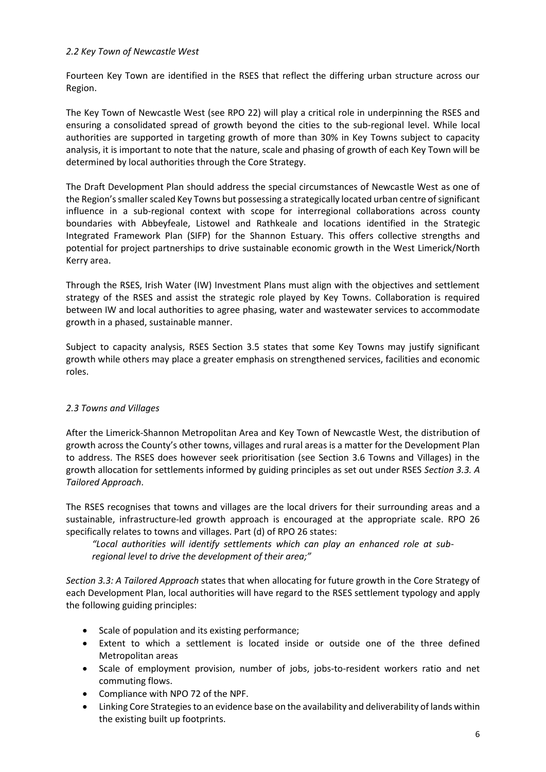### *2.2 Key Town of Newcastle West*

Fourteen Key Town are identified in the RSES that reflect the differing urban structure across our Region.

The Key Town of Newcastle West (see RPO 22) will play a critical role in underpinning the RSES and ensuring a consolidated spread of growth beyond the cities to the sub-regional level. While local authorities are supported in targeting growth of more than 30% in Key Towns subject to capacity analysis, it is important to note that the nature, scale and phasing of growth of each Key Town will be determined by local authorities through the Core Strategy.

The Draft Development Plan should address the special circumstances of Newcastle West as one of the Region's smaller scaled Key Towns but possessing a strategically located urban centre of significant influence in a sub-regional context with scope for interregional collaborations across county boundaries with Abbeyfeale, Listowel and Rathkeale and locations identified in the Strategic Integrated Framework Plan (SIFP) for the Shannon Estuary. This offers collective strengths and potential for project partnerships to drive sustainable economic growth in the West Limerick/North Kerry area.

Through the RSES, Irish Water (IW) Investment Plans must align with the objectives and settlement strategy of the RSES and assist the strategic role played by Key Towns. Collaboration is required between IW and local authorities to agree phasing, water and wastewater services to accommodate growth in a phased, sustainable manner.

Subject to capacity analysis, RSES Section 3.5 states that some Key Towns may justify significant growth while others may place a greater emphasis on strengthened services, facilities and economic roles.

### *2.3 Towns and Villages*

After the Limerick-Shannon Metropolitan Area and Key Town of Newcastle West, the distribution of growth across the County's other towns, villages and rural areas is a matter for the Development Plan to address. The RSES does however seek prioritisation (see Section 3.6 Towns and Villages) in the growth allocation for settlements informed by guiding principles as set out under RSES *Section 3.3. A Tailored Approach*.

The RSES recognises that towns and villages are the local drivers for their surrounding areas and a sustainable, infrastructure-led growth approach is encouraged at the appropriate scale. RPO 26 specifically relates to towns and villages. Part (d) of RPO 26 states:

> *"Local authorities will identify settlements which can play an enhanced role at sub-regional level to drive the development of their area;"*

*Section 3.3: A Tailored Approach* states that when allocating for future growth in the Core Strategy of each Development Plan, local authorities will have regard to the RSES settlement typology and apply the following guiding principles:

- Scale of population and its existing performance;
- Extent to which a settlement is located inside or outside one of the three defined Metropolitan areas
- Scale of employment provision, number of jobs, jobs-to-resident workers ratio and net commuting flows.
- Compliance with NPO 72 of the NPF.
- Linking Core Strategies to an evidence base on the availability and deliverability of lands within the existing built up footprints.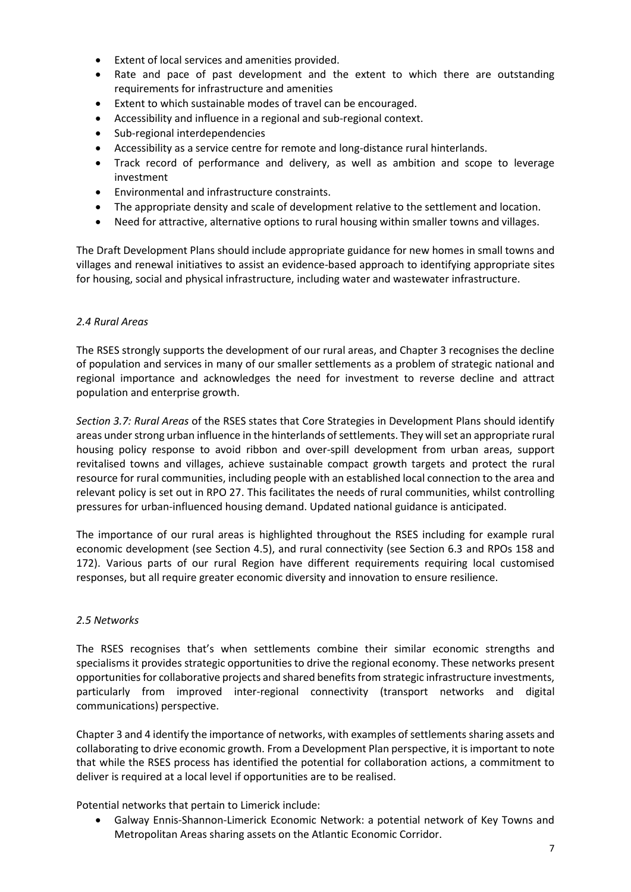- Extent of local services and amenities provided.
- Rate and pace of past development and the extent to which there are outstanding requirements for infrastructure and amenities
- Extent to which sustainable modes of travel can be encouraged.
- Accessibility and influence in a regional and sub-regional context.
- Sub-regional interdependencies
- Accessibility as a service centre for remote and long-distance rural hinterlands.
- Track record of performance and delivery, as well as ambition and scope to leverage investment
- Environmental and infrastructure constraints.
- The appropriate density and scale of development relative to the settlement and location.
- Need for attractive, alternative options to rural housing within smaller towns and villages.

The Draft Development Plans should include appropriate guidance for new homes in small towns and villages and renewal initiatives to assist an evidence-based approach to identifying appropriate sites for housing, social and physical infrastructure, including water and wastewater infrastructure.

### *2.4 Rural Areas*

The RSES strongly supports the development of our rural areas, and Chapter 3 recognises the decline of population and services in many of our smaller settlements as a problem of strategic national and regional importance and acknowledges the need for investment to reverse decline and attract population and enterprise growth.

*Section 3.7: Rural Areas* of the RSES states that Core Strategies in Development Plans should identify areas under strong urban influence in the hinterlands of settlements. They will set an appropriate rural housing policy response to avoid ribbon and over-spill development from urban areas, support revitalised towns and villages, achieve sustainable compact growth targets and protect the rural resource for rural communities, including people with an established local connection to the area and relevant policy is set out in RPO 27. This facilitates the needs of rural communities, whilst controlling pressures for urban-influenced housing demand. Updated national guidance is anticipated.

The importance of our rural areas is highlighted throughout the RSES including for example rural economic development (see Section 4.5), and rural connectivity (see Section 6.3 and RPOs 158 and 172). Various parts of our rural Region have different requirements requiring local customised responses, but all require greater economic diversity and innovation to ensure resilience.

### *2.5 Networks*

The RSES recognises that's when settlements combine their similar economic strengths and specialisms it provides strategic opportunities to drive the regional economy. These networks present opportunities for collaborative projects and shared benefits from strategic infrastructure investments, particularly from improved inter-regional connectivity (transport networks and digital communications) perspective.

Chapter 3 and 4 identify the importance of networks, with examples of settlements sharing assets and collaborating to drive economic growth. From a Development Plan perspective, it is important to note that while the RSES process has identified the potential for collaboration actions, a commitment to deliver is required at a local level if opportunities are to be realised.

Potential networks that pertain to Limerick include:

- Galway Ennis-Shannon-Limerick Economic Network: a potential network of Key Towns and Metropolitan Areas sharing assets on the Atlantic Economic Corridor.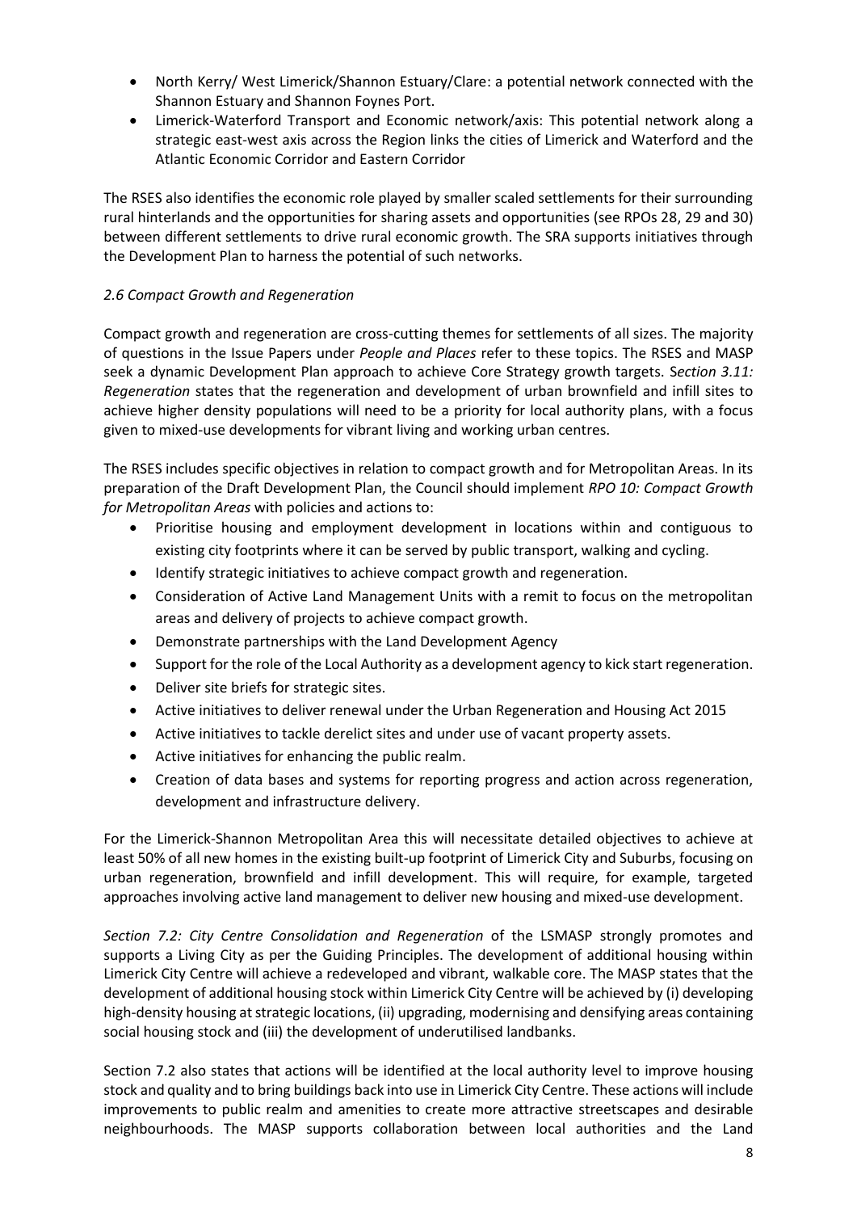- North Kerry/ West Limerick/Shannon Estuary/Clare: a potential network connected with the Shannon Estuary and Shannon Foynes Port.
- Limerick-Waterford Transport and Economic network/axis: This potential network along a strategic east-west axis across the Region links the cities of Limerick and Waterford and the Atlantic Economic Corridor and Eastern Corridor

The RSES also identifies the economic role played by smaller scaled settlements for their surrounding rural hinterlands and the opportunities for sharing assets and opportunities (see RPOs 28, 29 and 30) between different settlements to drive rural economic growth. The SRA supports initiatives through the Development Plan to harness the potential of such networks.

*2.6 Compact Growth and Regeneration*

Compact growth and regeneration are cross-cutting themes for settlements of all sizes. The majority of questions in the Issue Papers under *People and Places* refer to these topics. The RSES and MASP seek a dynamic Development Plan approach to achieve Core Strategy growth targets. *Section 3.11: Regeneration* states that the regeneration and development of urban brownfield and infill sites to achieve higher density populations will need to be a priority for local authority plans, with a focus given to mixed-use developments for vibrant living and working urban centres.

The RSES includes specific objectives in relation to compact growth and for Metropolitan Areas. In its preparation of the Draft Development Plan, the Council should implement *RPO 10: Compact Growth for Metropolitan Areas* with policies and actions to:

- Prioritise housing and employment development in locations within and contiguous to existing city footprints where it can be served by public transport, walking and cycling.
- Identify strategic initiatives to achieve compact growth and regeneration.
- Consideration of Active Land Management Units with a remit to focus on the metropolitan areas and delivery of projects to achieve compact growth.
- Demonstrate partnerships with the Land Development Agency
- Support for the role of the Local Authority as a development agency to kick start regeneration.
- Deliver site briefs for strategic sites.
- Active initiatives to deliver renewal under the Urban Regeneration and Housing Act 2015
- Active initiatives to tackle derelict sites and under use of vacant property assets.
- Active initiatives for enhancing the public realm.
- Creation of data bases and systems for reporting progress and action across regeneration, development and infrastructure delivery.

For the Limerick-Shannon Metropolitan Area this will necessitate detailed objectives to achieve at least 50% of all new homes in the existing built-up footprint of Limerick City and Suburbs, focusing on urban regeneration, brownfield and infill development. This will require, for example, targeted approaches involving active land management to deliver new housing and mixed-use development.

*Section 7.2: City Centre Consolidation and Regeneration* of the LSMASP strongly promotes and supports a Living City as per the Guiding Principles. The development of additional housing within Limerick City Centre will achieve a redeveloped and vibrant, walkable core. The MASP states that the development of additional housing stock within Limerick City Centre will be achieved by (i) developing high-density housing at strategic locations, (ii) upgrading, modernising and densifying areas containing social housing stock and (iii) the development of underutilised landbanks.

Section 7.2 also states that actions will be identified at the local authority level to improve housing stock and quality and to bring buildings back into use in Limerick City Centre. These actions will include improvements to public realm and amenities to create more attractive streetscapes and desirable neighbourhoods. The MASP supports collaboration between local authorities and the Land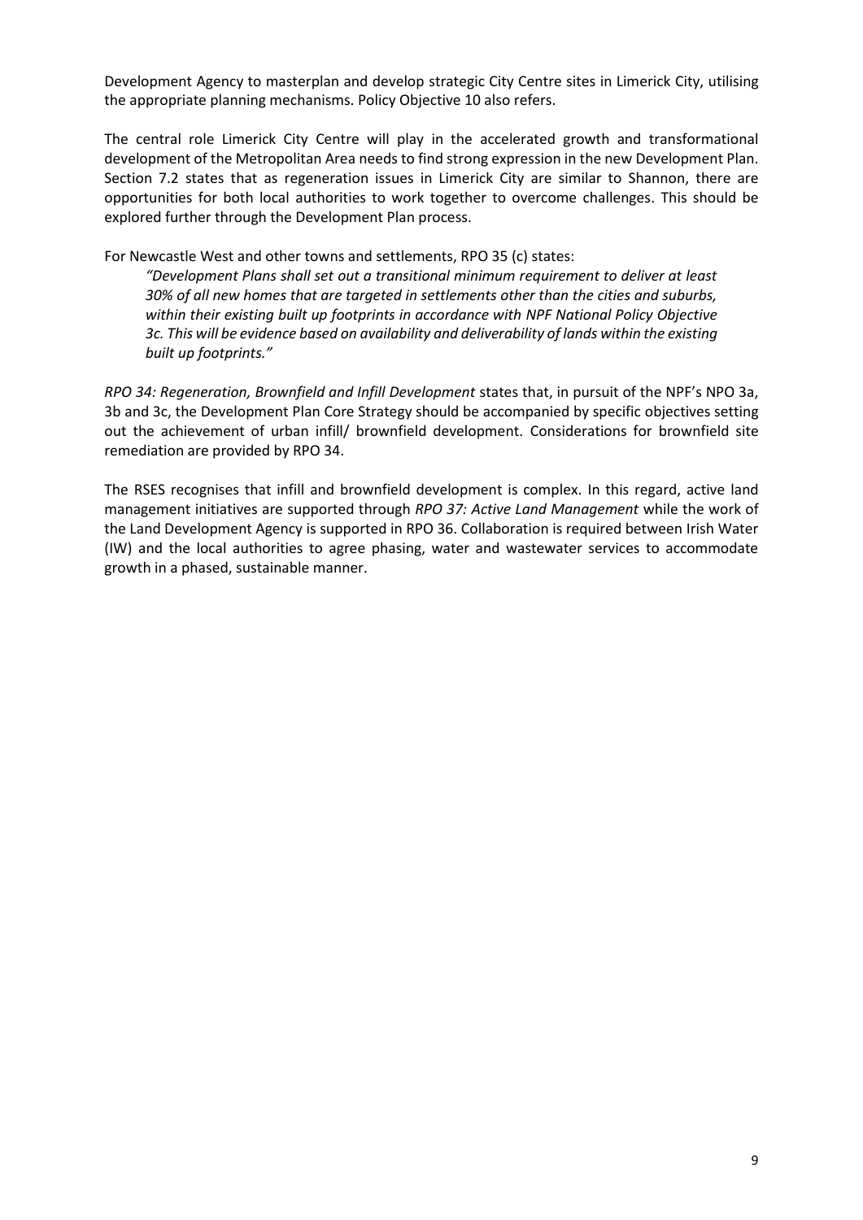Development Agency to masterplan and develop strategic City Centre sites in Limerick City, utilising the appropriate planning mechanisms. Policy Objective 10 also refers.

The central role Limerick City Centre will play in the accelerated growth and transformational development of the Metropolitan Area needs to find strong expression in the new Development Plan. Section 7.2 states that as regeneration issues in Limerick City are similar to Shannon, there are opportunities for both local authorities to work together to overcome challenges. This should be explored further through the Development Plan process.

For Newcastle West and other towns and settlements, RPO 35 (c) states:

> *"Development Plans shall set out a transitional minimum requirement to deliver at least 30% of all new homes that are targeted in settlements other than the cities and suburbs, within their existing built up footprints in accordance with NPF National Policy Objective 3c. This will be evidence based on availability and deliverability of lands within the existing built up footprints."*

*RPO 34: Regeneration, Brownfield and Infill Development* states that, in pursuit of the NPF's NPO 3a, 3b and 3c, the Development Plan Core Strategy should be accompanied by specific objectives setting out the achievement of urban infill/ brownfield development. Considerations for brownfield site remediation are provided by RPO 34.

The RSES recognises that infill and brownfield development is complex. In this regard, active land management initiatives are supported through *RPO 37: Active Land Management* while the work of the Land Development Agency is supported in RPO 36. Collaboration is required between Irish Water (IW) and the local authorities to agree phasing, water and wastewater services to accommodate growth in a phased, sustainable manner.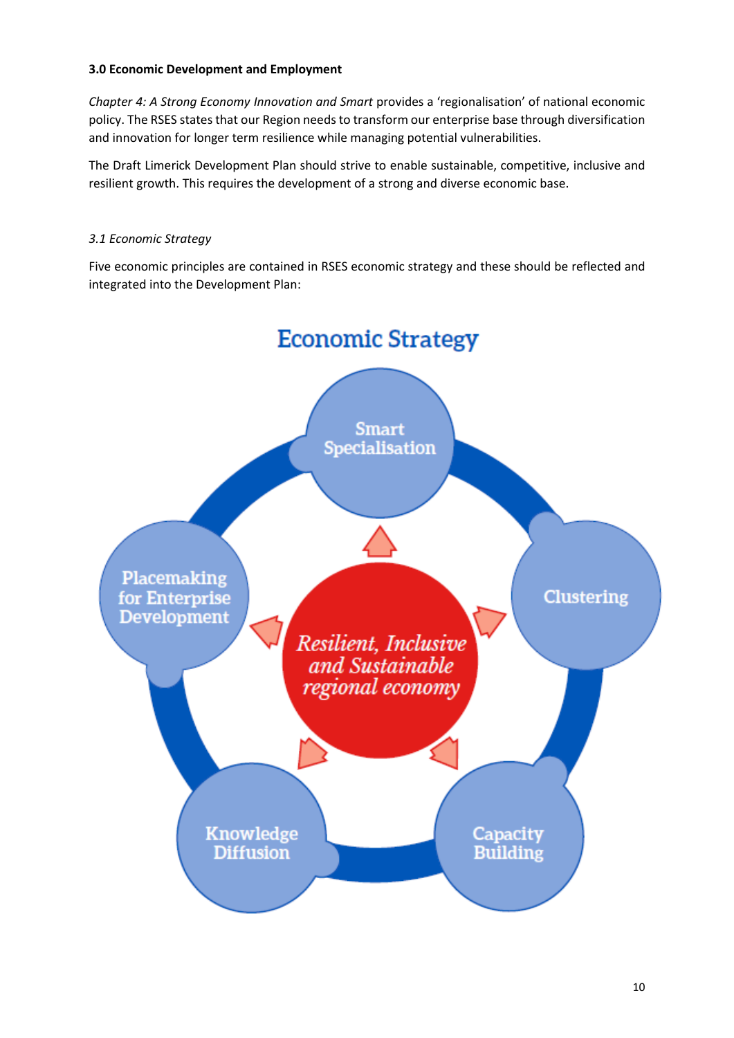**3.0 Economic Development and Employment**

*Chapter 4: A Strong Economy Innovation and Smart* provides a 'regionalisation' of national economic policy. The RSES states that our Region needs to transform our enterprise base through diversification and innovation for longer term resilience while managing potential vulnerabilities.

The Draft Limerick Development Plan should strive to enable sustainable, competitive, inclusive and resilient growth. This requires the development of a strong and diverse economic base.

*3.1 Economic Strategy*

Five economic principles are contained in RSES economic strategy and these should be reflected and integrated into the Development Plan:

Economic Strategy

Smart Specialisation

Clustering

Capacity Building

Knowledge Diffusion

Placemaking for Enterprise Development

*Resilient, Inclusive and Sustainable regional economy*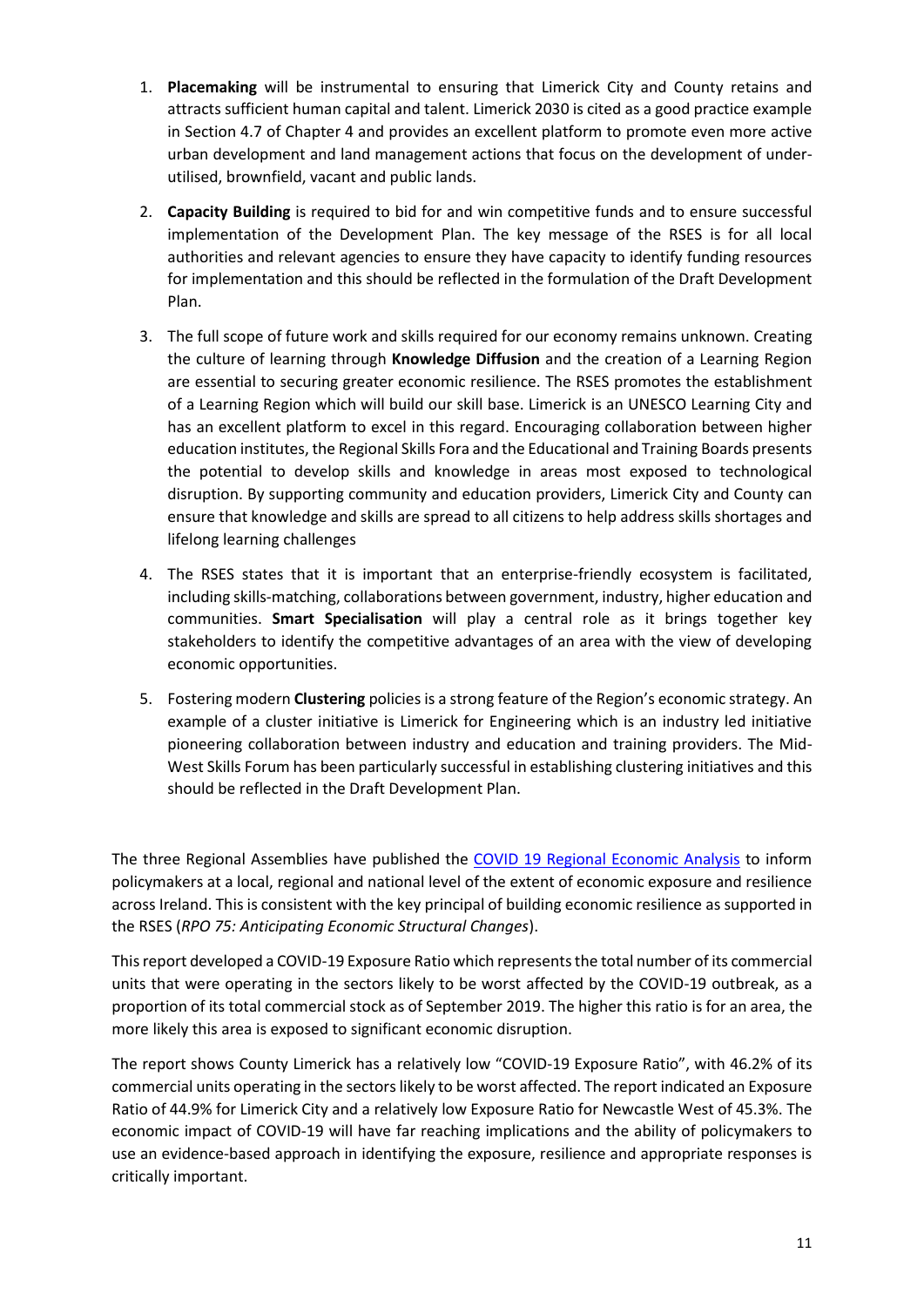1. **Placemaking** will be instrumental to ensuring that Limerick City and County retains and attracts sufficient human capital and talent. Limerick 2030 is cited as a good practice example in Section 4.7 of Chapter 4 and provides an excellent platform to promote even more active urban development and land management actions that focus on the development of under-utilised, brownfield, vacant and public lands.

2. **Capacity Building** is required to bid for and win competitive funds and to ensure successful implementation of the Development Plan. The key message of the RSES is for all local authorities and relevant agencies to ensure they have capacity to identify funding resources for implementation and this should be reflected in the formulation of the Draft Development Plan.

3. The full scope of future work and skills required for our economy remains unknown. Creating the culture of learning through **Knowledge Diffusion** and the creation of a Learning Region are essential to securing greater economic resilience. The RSES promotes the establishment of a Learning Region which will build our skill base. Limerick is an UNESCO Learning City and has an excellent platform to excel in this regard. Encouraging collaboration between higher education institutes, the Regional Skills Fora and the Educational and Training Boards presents the potential to develop skills and knowledge in areas most exposed to technological disruption. By supporting community and education providers, Limerick City and County can ensure that knowledge and skills are spread to all citizens to help address skills shortages and lifelong learning challenges

4. The RSES states that it is important that an enterprise-friendly ecosystem is facilitated, including skills-matching, collaborations between government, industry, higher education and communities. **Smart Specialisation** will play a central role as it brings together key stakeholders to identify the competitive advantages of an area with the view of developing economic opportunities.

5. Fostering modern **Clustering** policies is a strong feature of the Region's economic strategy. An example of a cluster initiative is Limerick for Engineering which is an industry led initiative pioneering collaboration between industry and education and training providers. The Mid-West Skills Forum has been particularly successful in establishing clustering initiatives and this should be reflected in the Draft Development Plan.

The three Regional Assemblies have published the COVID 19 Regional Economic Analysis to inform policymakers at a local, regional and national level of the extent of economic exposure and resilience across Ireland. This is consistent with the key principal of building economic resilience as supported in the RSES (*RPO 75: Anticipating Economic Structural Changes*).

This report developed a COVID-19 Exposure Ratio which represents the total number of its commercial units that were operating in the sectors likely to be worst affected by the COVID-19 outbreak, as a proportion of its total commercial stock as of September 2019. The higher this ratio is for an area, the more likely this area is exposed to significant economic disruption.

The report shows County Limerick has a relatively low "COVID-19 Exposure Ratio", with 46.2% of its commercial units operating in the sectors likely to be worst affected. The report indicated an Exposure Ratio of 44.9% for Limerick City and a relatively low Exposure Ratio for Newcastle West of 45.3%. The economic impact of COVID-19 will have far reaching implications and the ability of policymakers to use an evidence-based approach in identifying the exposure, resilience and appropriate responses is critically important.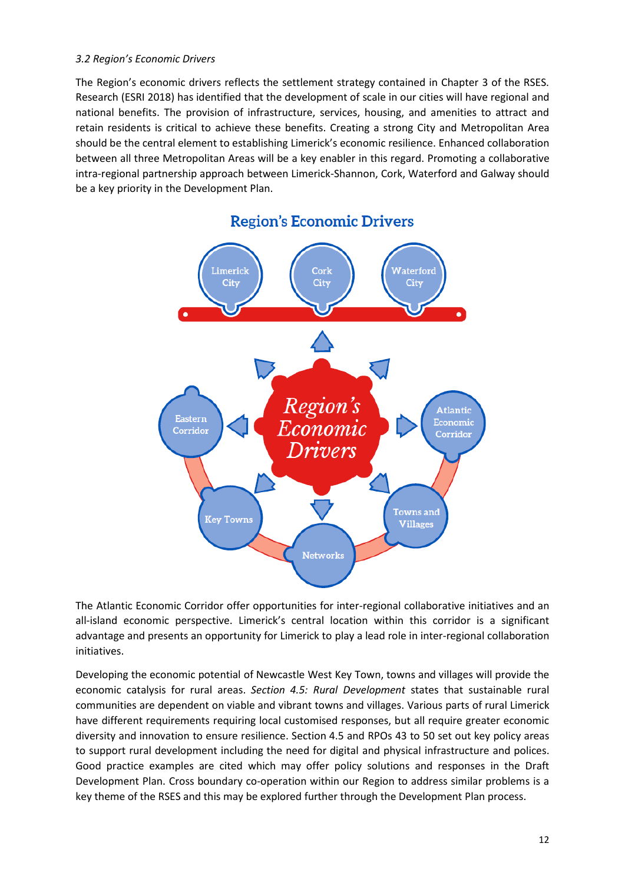*3.2 Region's Economic Drivers*

The Region's economic drivers reflects the settlement strategy contained in Chapter 3 of the RSES. Research (ESRI 2018) has identified that the development of scale in our cities will have regional and national benefits. The provision of infrastructure, services, housing, and amenities to attract and retain residents is critical to achieve these benefits. Creating a strong City and Metropolitan Area should be the central element to establishing Limerick's economic resilience. Enhanced collaboration between all three Metropolitan Areas will be a key enabler in this regard. Promoting a collaborative intra-regional partnership approach between Limerick-Shannon, Cork, Waterford and Galway should be a key priority in the Development Plan.

**Region's Economic Drivers**

Limerick City | Cork City | Waterford City

Region's Economic Drivers: Eastern Corridor, Atlantic Economic Corridor, Key Towns, Networks, Towns and Villages

The Atlantic Economic Corridor offer opportunities for inter-regional collaborative initiatives and an all-island economic perspective. Limerick's central location within this corridor is a significant advantage and presents an opportunity for Limerick to play a lead role in inter-regional collaboration initiatives.

Developing the economic potential of Newcastle West Key Town, towns and villages will provide the economic catalysis for rural areas. *Section 4.5: Rural Development* states that sustainable rural communities are dependent on viable and vibrant towns and villages. Various parts of rural Limerick have different requirements requiring local customised responses, but all require greater economic diversity and innovation to ensure resilience. Section 4.5 and RPOs 43 to 50 set out key policy areas to support rural development including the need for digital and physical infrastructure and polices. Good practice examples are cited which may offer policy solutions and responses in the Draft Development Plan. Cross boundary co-operation within our Region to address similar problems is a key theme of the RSES and this may be explored further through the Development Plan process.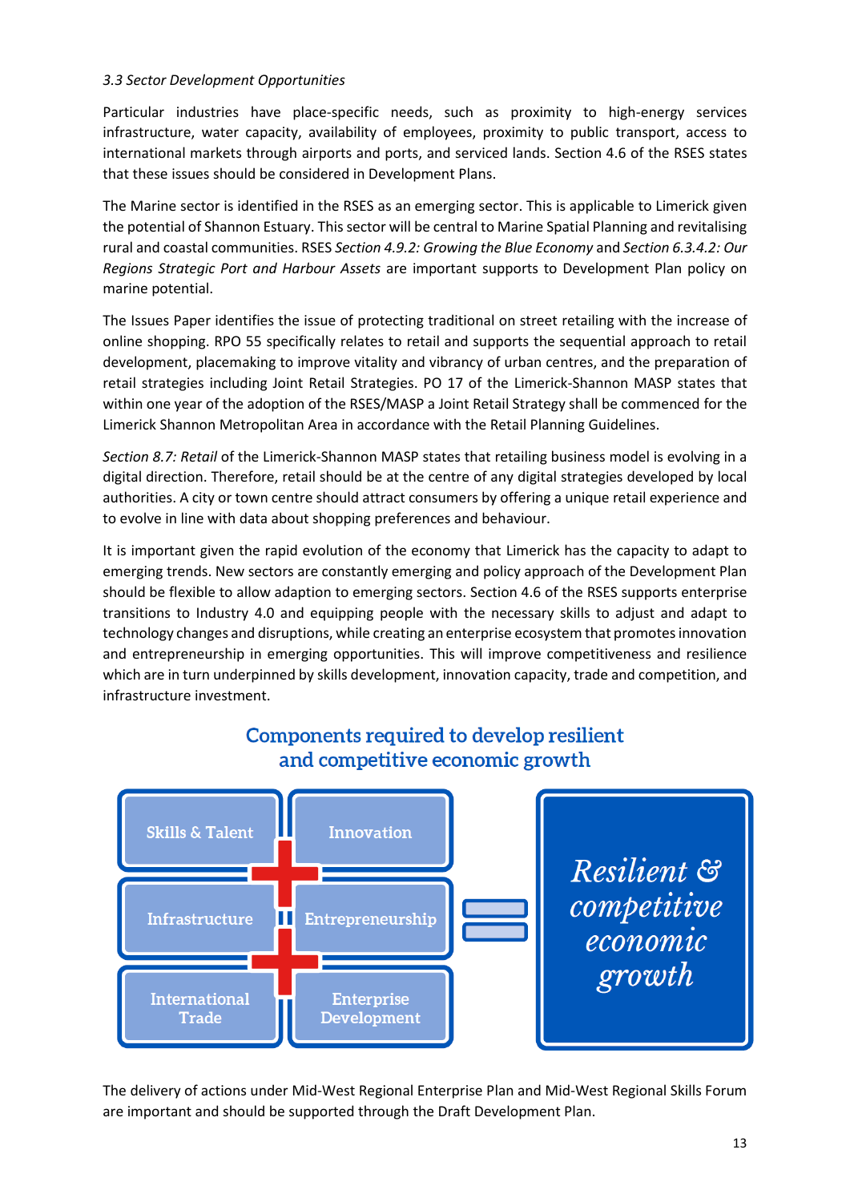*3.3 Sector Development Opportunities*

Particular industries have place-specific needs, such as proximity to high-energy services infrastructure, water capacity, availability of employees, proximity to public transport, access to international markets through airports and ports, and serviced lands. Section 4.6 of the RSES states that these issues should be considered in Development Plans.

The Marine sector is identified in the RSES as an emerging sector. This is applicable to Limerick given the potential of Shannon Estuary. This sector will be central to Marine Spatial Planning and revitalising rural and coastal communities. RSES *Section 4.9.2: Growing the Blue Economy* and *Section 6.3.4.2: Our Regions Strategic Port and Harbour Assets* are important supports to Development Plan policy on marine potential.

The Issues Paper identifies the issue of protecting traditional on street retailing with the increase of online shopping. RPO 55 specifically relates to retail and supports the sequential approach to retail development, placemaking to improve vitality and vibrancy of urban centres, and the preparation of retail strategies including Joint Retail Strategies. PO 17 of the Limerick-Shannon MASP states that within one year of the adoption of the RSES/MASP a Joint Retail Strategy shall be commenced for the Limerick Shannon Metropolitan Area in accordance with the Retail Planning Guidelines.

*Section 8.7: Retail* of the Limerick-Shannon MASP states that retailing business model is evolving in a digital direction. Therefore, retail should be at the centre of any digital strategies developed by local authorities. A city or town centre should attract consumers by offering a unique retail experience and to evolve in line with data about shopping preferences and behaviour.

It is important given the rapid evolution of the economy that Limerick has the capacity to adapt to emerging trends. New sectors are constantly emerging and policy approach of the Development Plan should be flexible to allow adaption to emerging sectors. Section 4.6 of the RSES supports enterprise transitions to Industry 4.0 and equipping people with the necessary skills to adjust and adapt to technology changes and disruptions, while creating an enterprise ecosystem that promotes innovation and entrepreneurship in emerging opportunities. This will improve competitiveness and resilience which are in turn underpinned by skills development, innovation capacity, trade and competition, and infrastructure investment.

**Components required to develop resilient and competitive economic growth**

Skills & Talent + Innovation + Infrastructure + Entrepreneurship + International Trade + Enterprise Development = *Resilient & competitive economic growth*

The delivery of actions under Mid-West Regional Enterprise Plan and Mid-West Regional Skills Forum are important and should be supported through the Draft Development Plan.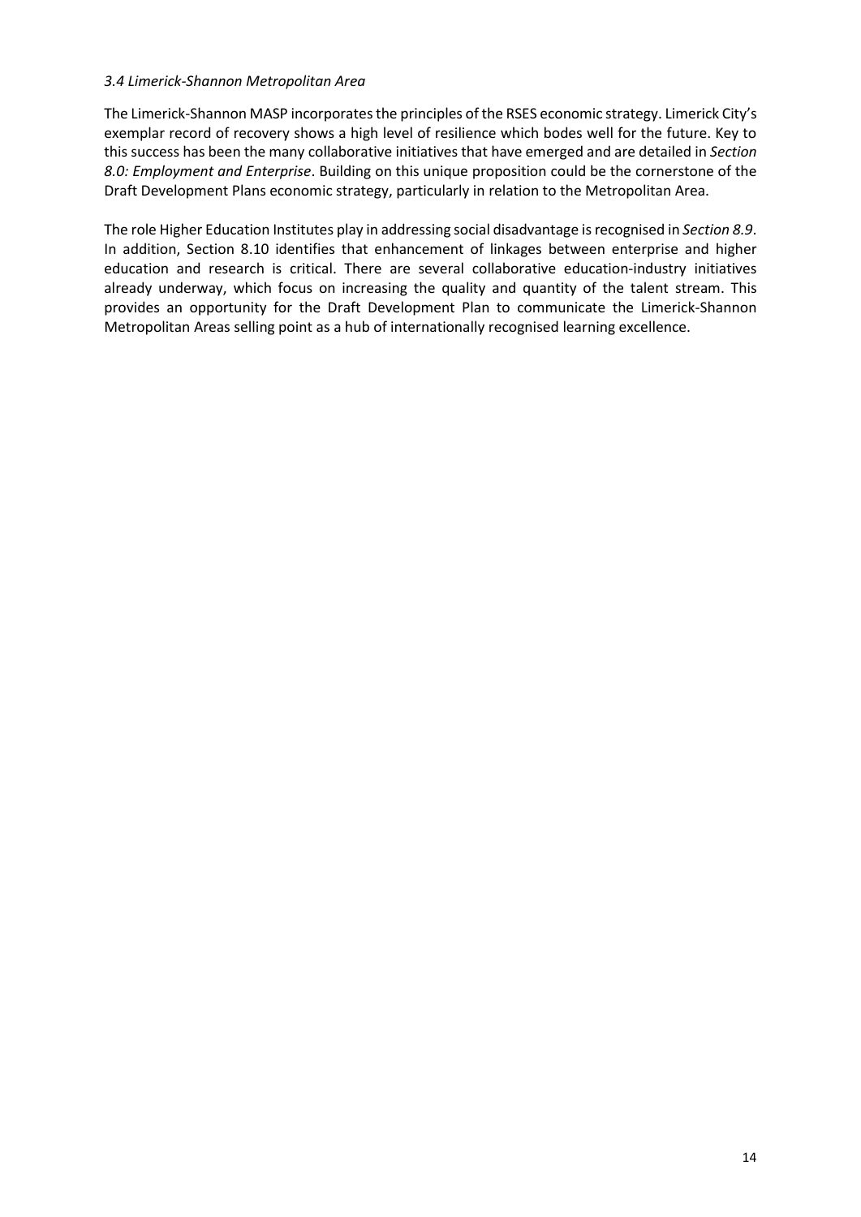### *3.4 Limerick-Shannon Metropolitan Area*

The Limerick-Shannon MASP incorporates the principles of the RSES economic strategy. Limerick City's exemplar record of recovery shows a high level of resilience which bodes well for the future. Key to this success has been the many collaborative initiatives that have emerged and are detailed in *Section 8.0: Employment and Enterprise*. Building on this unique proposition could be the cornerstone of the Draft Development Plans economic strategy, particularly in relation to the Metropolitan Area.

The role Higher Education Institutes play in addressing social disadvantage is recognised in *Section 8.9*. In addition, Section 8.10 identifies that enhancement of linkages between enterprise and higher education and research is critical. There are several collaborative education-industry initiatives already underway, which focus on increasing the quality and quantity of the talent stream. This provides an opportunity for the Draft Development Plan to communicate the Limerick-Shannon Metropolitan Areas selling point as a hub of internationally recognised learning excellence.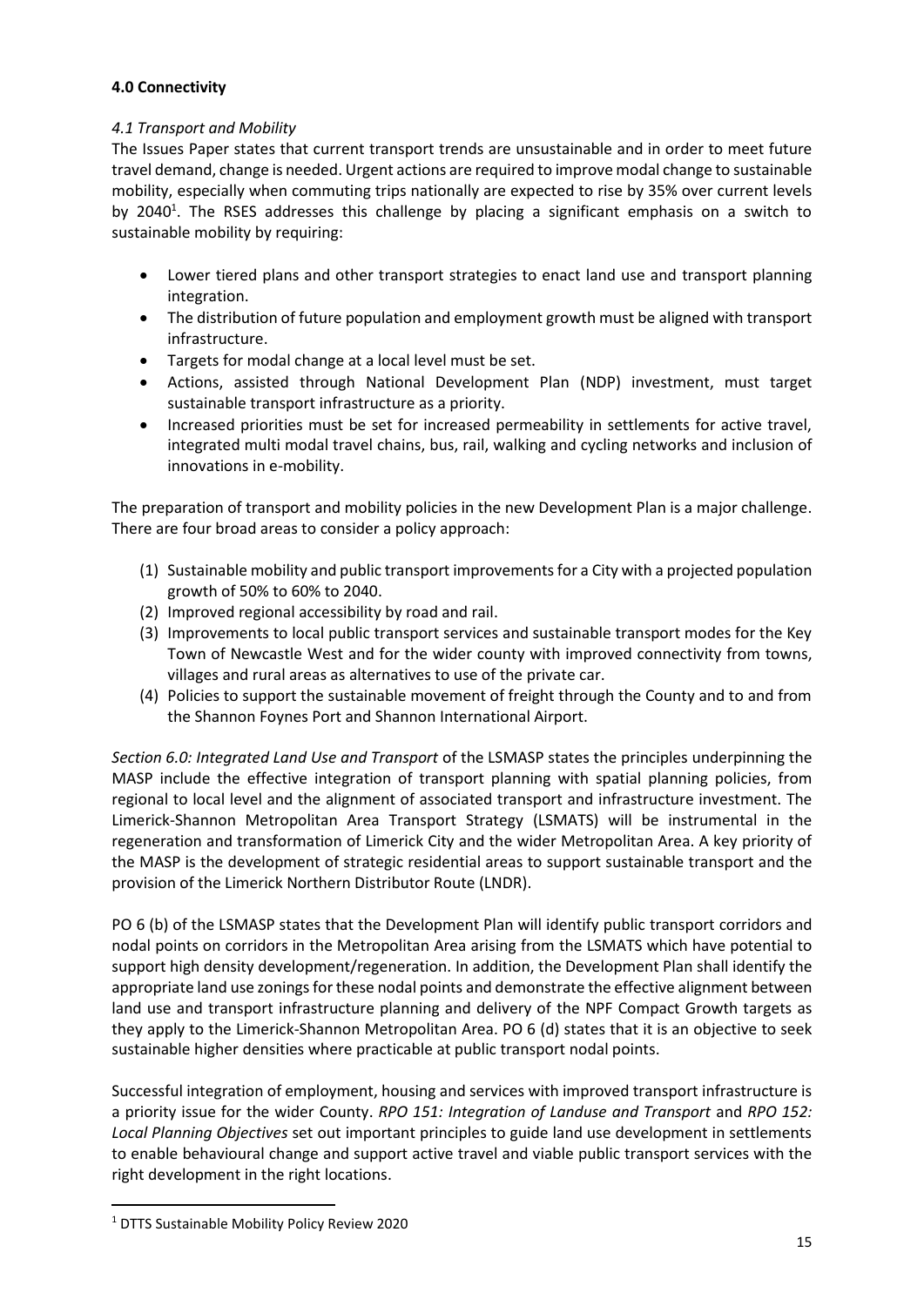## 4.0 Connectivity

### *4.1 Transport and Mobility*

The Issues Paper states that current transport trends are unsustainable and in order to meet future travel demand, change is needed. Urgent actions are required to improve modal change to sustainable mobility, especially when commuting trips nationally are expected to rise by 35% over current levels by 2040[1]. The RSES addresses this challenge by placing a significant emphasis on a switch to sustainable mobility by requiring:

- Lower tiered plans and other transport strategies to enact land use and transport planning integration.
- The distribution of future population and employment growth must be aligned with transport infrastructure.
- Targets for modal change at a local level must be set.
- Actions, assisted through National Development Plan (NDP) investment, must target sustainable transport infrastructure as a priority.
- Increased priorities must be set for increased permeability in settlements for active travel, integrated multi modal travel chains, bus, rail, walking and cycling networks and inclusion of innovations in e-mobility.

The preparation of transport and mobility policies in the new Development Plan is a major challenge. There are four broad areas to consider a policy approach:

(1) Sustainable mobility and public transport improvements for a City with a projected population growth of 50% to 60% to 2040.
(2) Improved regional accessibility by road and rail.
(3) Improvements to local public transport services and sustainable transport modes for the Key Town of Newcastle West and for the wider county with improved connectivity from towns, villages and rural areas as alternatives to use of the private car.
(4) Policies to support the sustainable movement of freight through the County and to and from the Shannon Foynes Port and Shannon International Airport.

*Section 6.0: Integrated Land Use and Transport* of the LSMASP states the principles underpinning the MASP include the effective integration of transport planning with spatial planning policies, from regional to local level and the alignment of associated transport and infrastructure investment. The Limerick-Shannon Metropolitan Area Transport Strategy (LSMATS) will be instrumental in the regeneration and transformation of Limerick City and the wider Metropolitan Area. A key priority of the MASP is the development of strategic residential areas to support sustainable transport and the provision of the Limerick Northern Distributor Route (LNDR).

PO 6 (b) of the LSMASP states that the Development Plan will identify public transport corridors and nodal points on corridors in the Metropolitan Area arising from the LSMATS which have potential to support high density development/regeneration. In addition, the Development Plan shall identify the appropriate land use zonings for these nodal points and demonstrate the effective alignment between land use and transport infrastructure planning and delivery of the NPF Compact Growth targets as they apply to the Limerick-Shannon Metropolitan Area. PO 6 (d) states that it is an objective to seek sustainable higher densities where practicable at public transport nodal points.

Successful integration of employment, housing and services with improved transport infrastructure is a priority issue for the wider County. *RPO 151: Integration of Landuse and Transport* and *RPO 152: Local Planning Objectives* set out important principles to guide land use development in settlements to enable behavioural change and support active travel and viable public transport services with the right development in the right locations.

---

[1] DTTS Sustainable Mobility Policy Review 2020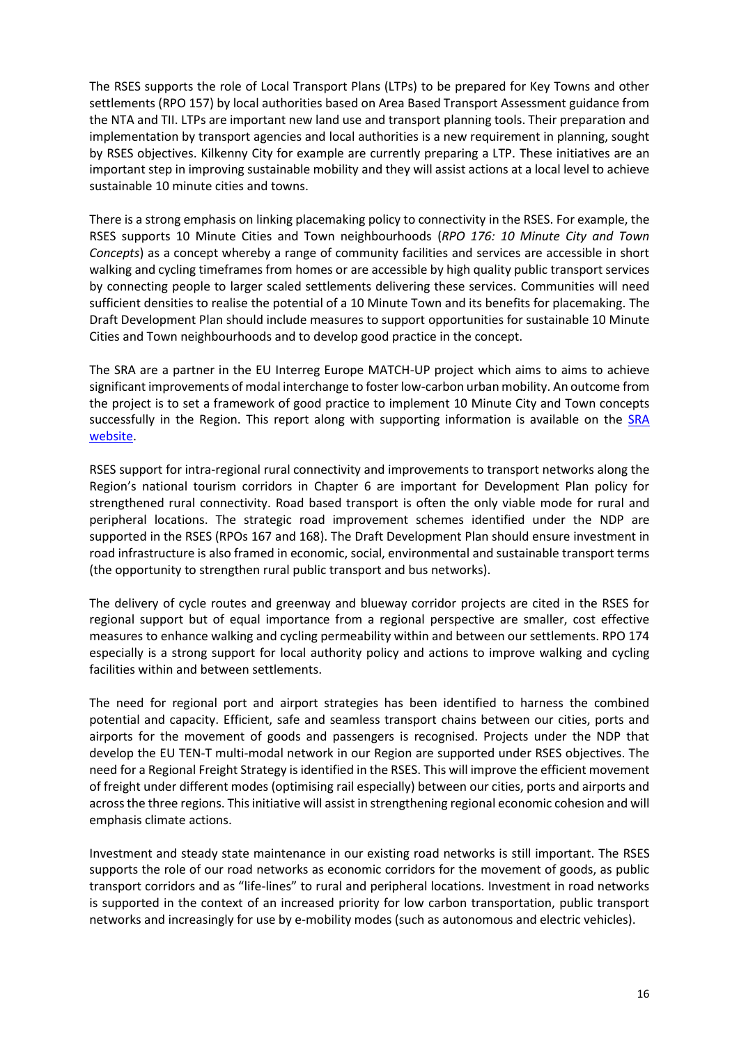The RSES supports the role of Local Transport Plans (LTPs) to be prepared for Key Towns and other settlements (RPO 157) by local authorities based on Area Based Transport Assessment guidance from the NTA and TII. LTPs are important new land use and transport planning tools. Their preparation and implementation by transport agencies and local authorities is a new requirement in planning, sought by RSES objectives. Kilkenny City for example are currently preparing a LTP. These initiatives are an important step in improving sustainable mobility and they will assist actions at a local level to achieve sustainable 10 minute cities and towns.

There is a strong emphasis on linking placemaking policy to connectivity in the RSES. For example, the RSES supports 10 Minute Cities and Town neighbourhoods (*RPO 176: 10 Minute City and Town Concepts*) as a concept whereby a range of community facilities and services are accessible in short walking and cycling timeframes from homes or are accessible by high quality public transport services by connecting people to larger scaled settlements delivering these services. Communities will need sufficient densities to realise the potential of a 10 Minute Town and its benefits for placemaking. The Draft Development Plan should include measures to support opportunities for sustainable 10 Minute Cities and Town neighbourhoods and to develop good practice in the concept.

The SRA are a partner in the EU Interreg Europe MATCH-UP project which aims to aims to achieve significant improvements of modal interchange to foster low-carbon urban mobility. An outcome from the project is to set a framework of good practice to implement 10 Minute City and Town concepts successfully in the Region. This report along with supporting information is available on the [SRA website](#).

RSES support for intra-regional rural connectivity and improvements to transport networks along the Region's national tourism corridors in Chapter 6 are important for Development Plan policy for strengthened rural connectivity. Road based transport is often the only viable mode for rural and peripheral locations. The strategic road improvement schemes identified under the NDP are supported in the RSES (RPOs 167 and 168). The Draft Development Plan should ensure investment in road infrastructure is also framed in economic, social, environmental and sustainable transport terms (the opportunity to strengthen rural public transport and bus networks).

The delivery of cycle routes and greenway and blueway corridor projects are cited in the RSES for regional support but of equal importance from a regional perspective are smaller, cost effective measures to enhance walking and cycling permeability within and between our settlements. RPO 174 especially is a strong support for local authority policy and actions to improve walking and cycling facilities within and between settlements.

The need for regional port and airport strategies has been identified to harness the combined potential and capacity. Efficient, safe and seamless transport chains between our cities, ports and airports for the movement of goods and passengers is recognised. Projects under the NDP that develop the EU TEN-T multi-modal network in our Region are supported under RSES objectives. The need for a Regional Freight Strategy is identified in the RSES. This will improve the efficient movement of freight under different modes (optimising rail especially) between our cities, ports and airports and across the three regions. This initiative will assist in strengthening regional economic cohesion and will emphasis climate actions.

Investment and steady state maintenance in our existing road networks is still important. The RSES supports the role of our road networks as economic corridors for the movement of goods, as public transport corridors and as "life-lines" to rural and peripheral locations. Investment in road networks is supported in the context of an increased priority for low carbon transportation, public transport networks and increasingly for use by e-mobility modes (such as autonomous and electric vehicles).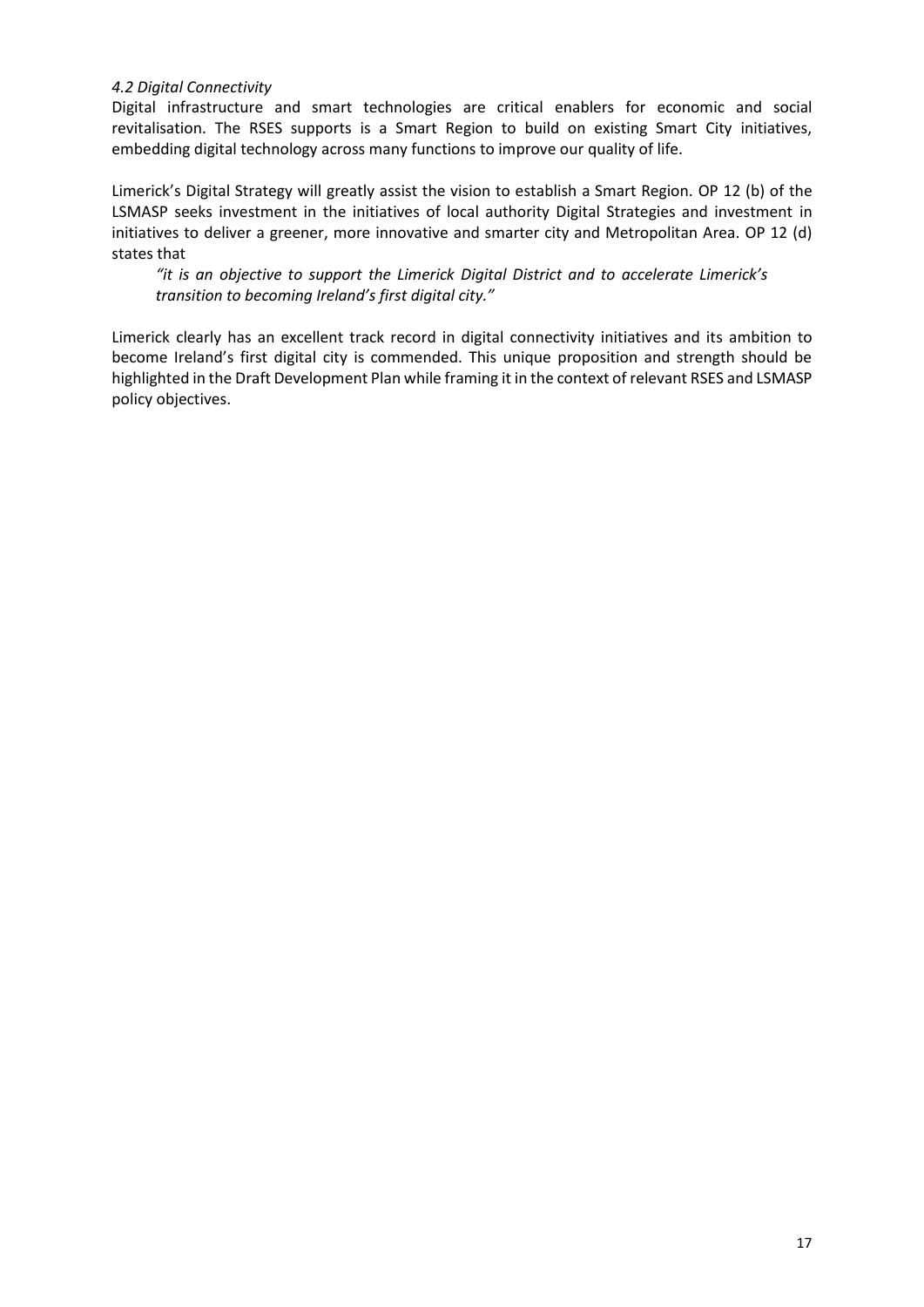### *4.2 Digital Connectivity*

Digital infrastructure and smart technologies are critical enablers for economic and social revitalisation. The RSES supports is a Smart Region to build on existing Smart City initiatives, embedding digital technology across many functions to improve our quality of life.

Limerick's Digital Strategy will greatly assist the vision to establish a Smart Region. OP 12 (b) of the LSMASP seeks investment in the initiatives of local authority Digital Strategies and investment in initiatives to deliver a greener, more innovative and smarter city and Metropolitan Area. OP 12 (d) states that

> *"it is an objective to support the Limerick Digital District and to accelerate Limerick's transition to becoming Ireland's first digital city."*

Limerick clearly has an excellent track record in digital connectivity initiatives and its ambition to become Ireland's first digital city is commended. This unique proposition and strength should be highlighted in the Draft Development Plan while framing it in the context of relevant RSES and LSMASP policy objectives.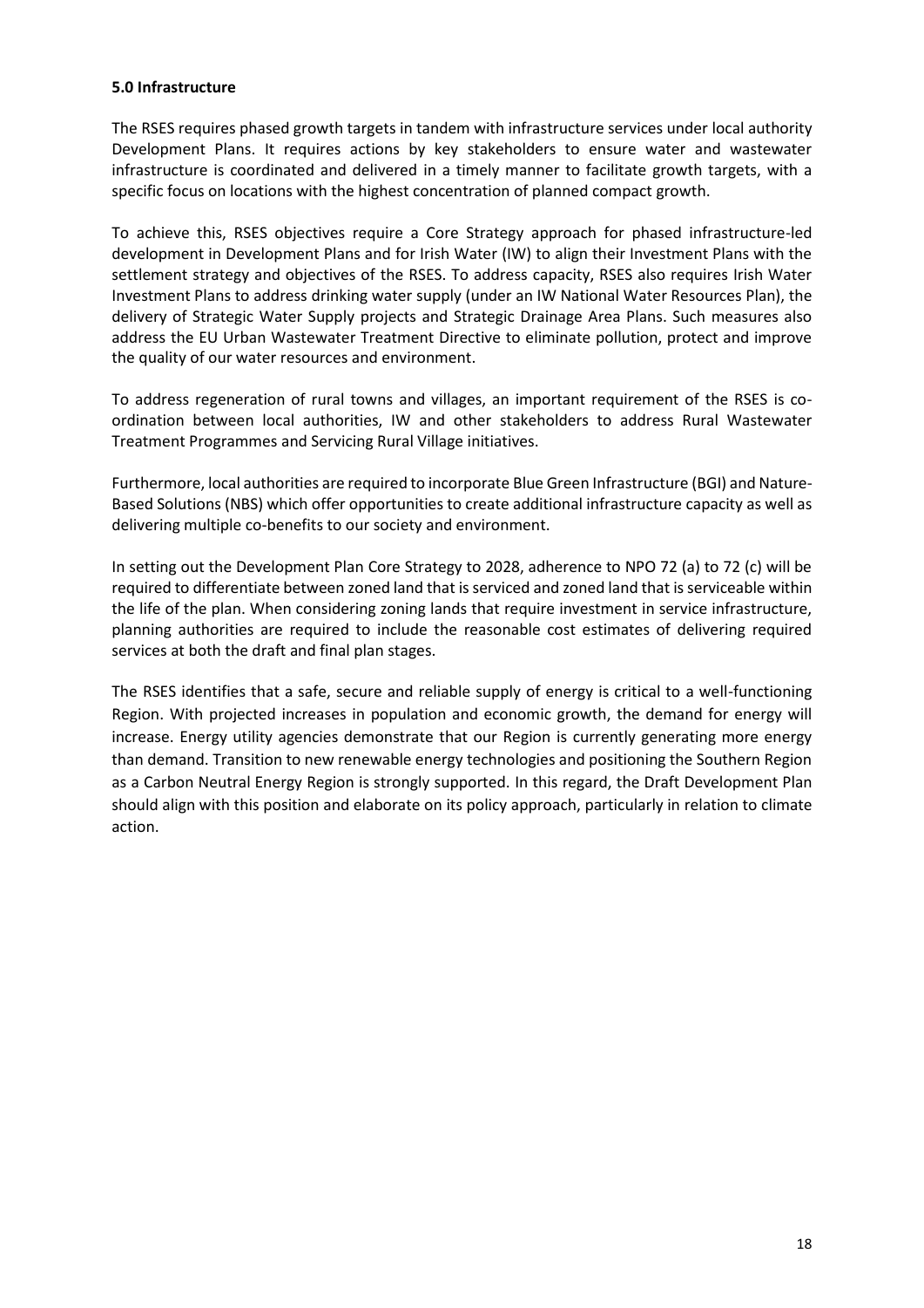**5.0 Infrastructure**

The RSES requires phased growth targets in tandem with infrastructure services under local authority Development Plans. It requires actions by key stakeholders to ensure water and wastewater infrastructure is coordinated and delivered in a timely manner to facilitate growth targets, with a specific focus on locations with the highest concentration of planned compact growth.

To achieve this, RSES objectives require a Core Strategy approach for phased infrastructure-led development in Development Plans and for Irish Water (IW) to align their Investment Plans with the settlement strategy and objectives of the RSES. To address capacity, RSES also requires Irish Water Investment Plans to address drinking water supply (under an IW National Water Resources Plan), the delivery of Strategic Water Supply projects and Strategic Drainage Area Plans. Such measures also address the EU Urban Wastewater Treatment Directive to eliminate pollution, protect and improve the quality of our water resources and environment.

To address regeneration of rural towns and villages, an important requirement of the RSES is co-ordination between local authorities, IW and other stakeholders to address Rural Wastewater Treatment Programmes and Servicing Rural Village initiatives.

Furthermore, local authorities are required to incorporate Blue Green Infrastructure (BGI) and Nature-Based Solutions (NBS) which offer opportunities to create additional infrastructure capacity as well as delivering multiple co-benefits to our society and environment.

In setting out the Development Plan Core Strategy to 2028, adherence to NPO 72 (a) to 72 (c) will be required to differentiate between zoned land that is serviced and zoned land that is serviceable within the life of the plan. When considering zoning lands that require investment in service infrastructure, planning authorities are required to include the reasonable cost estimates of delivering required services at both the draft and final plan stages.

The RSES identifies that a safe, secure and reliable supply of energy is critical to a well-functioning Region. With projected increases in population and economic growth, the demand for energy will increase. Energy utility agencies demonstrate that our Region is currently generating more energy than demand. Transition to new renewable energy technologies and positioning the Southern Region as a Carbon Neutral Energy Region is strongly supported. In this regard, the Draft Development Plan should align with this position and elaborate on its policy approach, particularly in relation to climate action.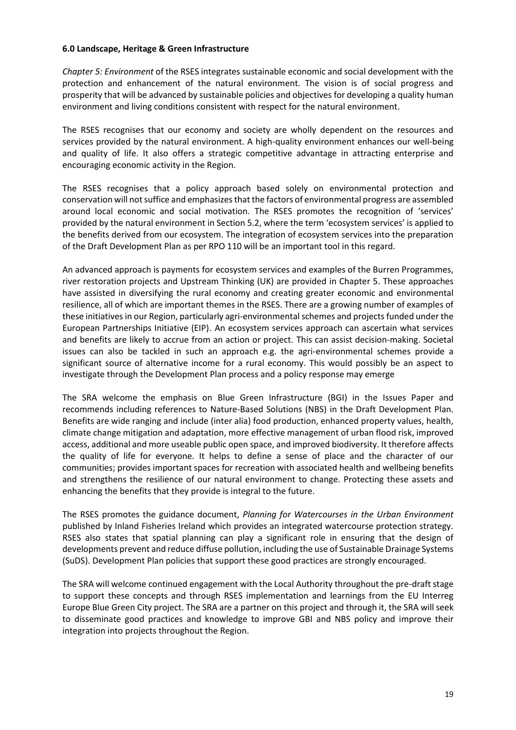**6.0 Landscape, Heritage & Green Infrastructure**

*Chapter 5: Environment* of the RSES integrates sustainable economic and social development with the protection and enhancement of the natural environment. The vision is of social progress and prosperity that will be advanced by sustainable policies and objectives for developing a quality human environment and living conditions consistent with respect for the natural environment.

The RSES recognises that our economy and society are wholly dependent on the resources and services provided by the natural environment. A high-quality environment enhances our well-being and quality of life. It also offers a strategic competitive advantage in attracting enterprise and encouraging economic activity in the Region.

The RSES recognises that a policy approach based solely on environmental protection and conservation will not suffice and emphasizes that the factors of environmental progress are assembled around local economic and social motivation. The RSES promotes the recognition of 'services' provided by the natural environment in Section 5.2, where the term 'ecosystem services' is applied to the benefits derived from our ecosystem. The integration of ecosystem services into the preparation of the Draft Development Plan as per RPO 110 will be an important tool in this regard.

An advanced approach is payments for ecosystem services and examples of the Burren Programmes, river restoration projects and Upstream Thinking (UK) are provided in Chapter 5. These approaches have assisted in diversifying the rural economy and creating greater economic and environmental resilience, all of which are important themes in the RSES. There are a growing number of examples of these initiatives in our Region, particularly agri-environmental schemes and projects funded under the European Partnerships Initiative (EIP). An ecosystem services approach can ascertain what services and benefits are likely to accrue from an action or project. This can assist decision-making. Societal issues can also be tackled in such an approach e.g. the agri-environmental schemes provide a significant source of alternative income for a rural economy. This would possibly be an aspect to investigate through the Development Plan process and a policy response may emerge

The SRA welcome the emphasis on Blue Green Infrastructure (BGI) in the Issues Paper and recommends including references to Nature-Based Solutions (NBS) in the Draft Development Plan. Benefits are wide ranging and include (inter alia) food production, enhanced property values, health, climate change mitigation and adaptation, more effective management of urban flood risk, improved access, additional and more useable public open space, and improved biodiversity. It therefore affects the quality of life for everyone. It helps to define a sense of place and the character of our communities; provides important spaces for recreation with associated health and wellbeing benefits and strengthens the resilience of our natural environment to change. Protecting these assets and enhancing the benefits that they provide is integral to the future.

The RSES promotes the guidance document, *Planning for Watercourses in the Urban Environment* published by Inland Fisheries Ireland which provides an integrated watercourse protection strategy. RSES also states that spatial planning can play a significant role in ensuring that the design of developments prevent and reduce diffuse pollution, including the use of Sustainable Drainage Systems (SuDS). Development Plan policies that support these good practices are strongly encouraged.

The SRA will welcome continued engagement with the Local Authority throughout the pre-draft stage to support these concepts and through RSES implementation and learnings from the EU Interreg Europe Blue Green City project. The SRA are a partner on this project and through it, the SRA will seek to disseminate good practices and knowledge to improve GBI and NBS policy and improve their integration into projects throughout the Region.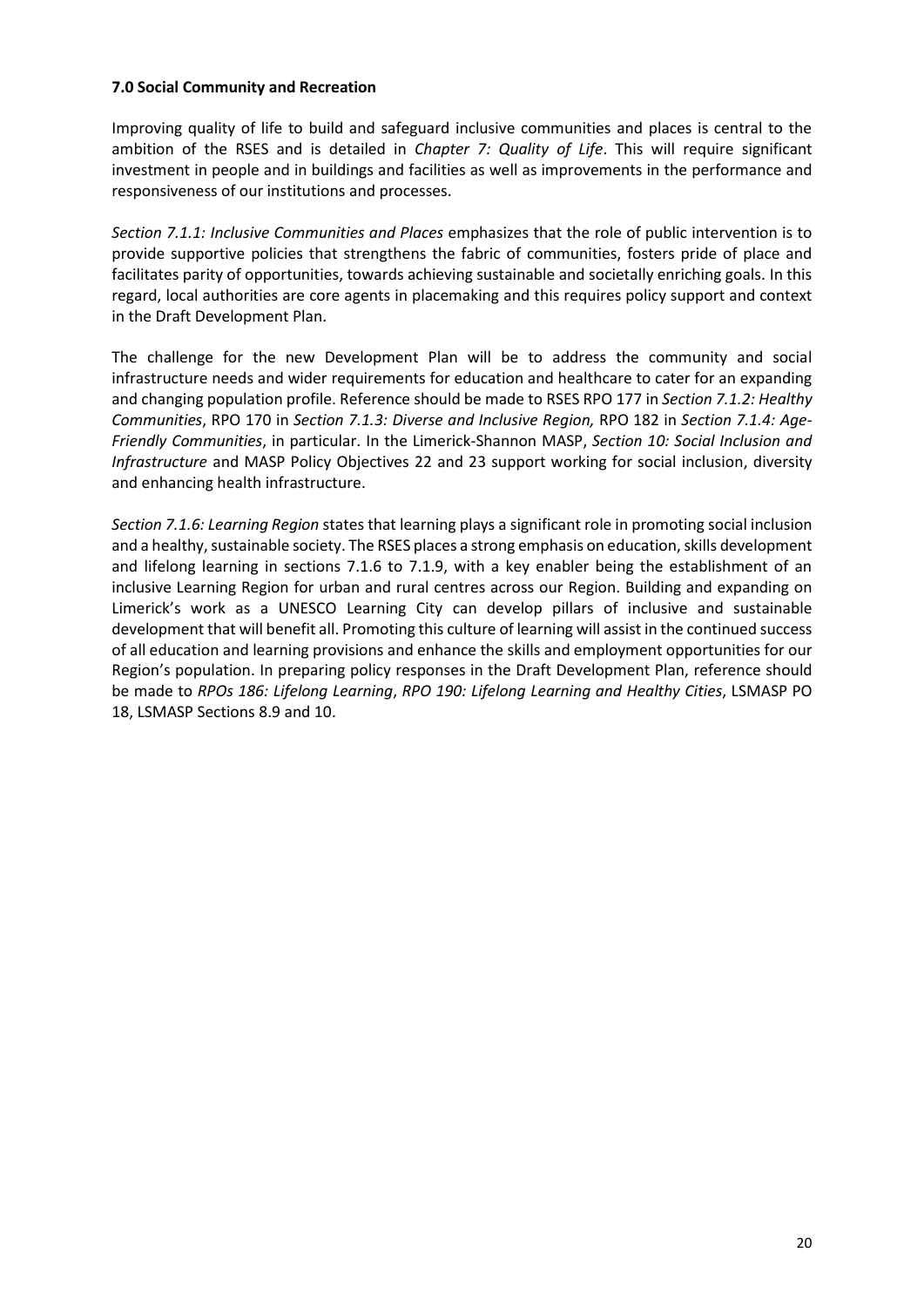## 7.0 Social Community and Recreation

Improving quality of life to build and safeguard inclusive communities and places is central to the ambition of the RSES and is detailed in *Chapter 7: Quality of Life*. This will require significant investment in people and in buildings and facilities as well as improvements in the performance and responsiveness of our institutions and processes.

*Section 7.1.1: Inclusive Communities and Places* emphasizes that the role of public intervention is to provide supportive policies that strengthens the fabric of communities, fosters pride of place and facilitates parity of opportunities, towards achieving sustainable and societally enriching goals. In this regard, local authorities are core agents in placemaking and this requires policy support and context in the Draft Development Plan.

The challenge for the new Development Plan will be to address the community and social infrastructure needs and wider requirements for education and healthcare to cater for an expanding and changing population profile. Reference should be made to RSES RPO 177 in *Section 7.1.2: Healthy Communities*, RPO 170 in *Section 7.1.3: Diverse and Inclusive Region,* RPO 182 in *Section 7.1.4: Age-Friendly Communities*, in particular. In the Limerick-Shannon MASP, *Section 10: Social Inclusion and Infrastructure* and MASP Policy Objectives 22 and 23 support working for social inclusion, diversity and enhancing health infrastructure.

*Section 7.1.6: Learning Region* states that learning plays a significant role in promoting social inclusion and a healthy, sustainable society. The RSES places a strong emphasis on education, skills development and lifelong learning in sections 7.1.6 to 7.1.9, with a key enabler being the establishment of an inclusive Learning Region for urban and rural centres across our Region. Building and expanding on Limerick's work as a UNESCO Learning City can develop pillars of inclusive and sustainable development that will benefit all. Promoting this culture of learning will assist in the continued success of all education and learning provisions and enhance the skills and employment opportunities for our Region's population. In preparing policy responses in the Draft Development Plan, reference should be made to *RPOs 186: Lifelong Learning*, *RPO 190: Lifelong Learning and Healthy Cities*, LSMASP PO 18, LSMASP Sections 8.9 and 10.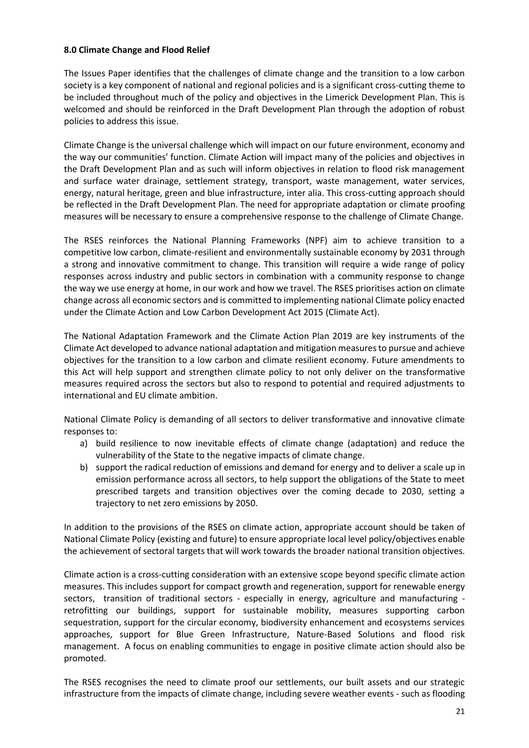**8.0 Climate Change and Flood Relief**

The Issues Paper identifies that the challenges of climate change and the transition to a low carbon society is a key component of national and regional policies and is a significant cross-cutting theme to be included throughout much of the policy and objectives in the Limerick Development Plan. This is welcomed and should be reinforced in the Draft Development Plan through the adoption of robust policies to address this issue.

Climate Change is the universal challenge which will impact on our future environment, economy and the way our communities' function. Climate Action will impact many of the policies and objectives in the Draft Development Plan and as such will inform objectives in relation to flood risk management and surface water drainage, settlement strategy, transport, waste management, water services, energy, natural heritage, green and blue infrastructure, inter alia. This cross-cutting approach should be reflected in the Draft Development Plan. The need for appropriate adaptation or climate proofing measures will be necessary to ensure a comprehensive response to the challenge of Climate Change.

The RSES reinforces the National Planning Frameworks (NPF) aim to achieve transition to a competitive low carbon, climate-resilient and environmentally sustainable economy by 2031 through a strong and innovative commitment to change. This transition will require a wide range of policy responses across industry and public sectors in combination with a community response to change the way we use energy at home, in our work and how we travel. The RSES prioritises action on climate change across all economic sectors and is committed to implementing national Climate policy enacted under the Climate Action and Low Carbon Development Act 2015 (Climate Act).

The National Adaptation Framework and the Climate Action Plan 2019 are key instruments of the Climate Act developed to advance national adaptation and mitigation measures to pursue and achieve objectives for the transition to a low carbon and climate resilient economy. Future amendments to this Act will help support and strengthen climate policy to not only deliver on the transformative measures required across the sectors but also to respond to potential and required adjustments to international and EU climate ambition.

National Climate Policy is demanding of all sectors to deliver transformative and innovative climate responses to:

a) build resilience to now inevitable effects of climate change (adaptation) and reduce the vulnerability of the State to the negative impacts of climate change.
b) support the radical reduction of emissions and demand for energy and to deliver a scale up in emission performance across all sectors, to help support the obligations of the State to meet prescribed targets and transition objectives over the coming decade to 2030, setting a trajectory to net zero emissions by 2050.

In addition to the provisions of the RSES on climate action, appropriate account should be taken of National Climate Policy (existing and future) to ensure appropriate local level policy/objectives enable the achievement of sectoral targets that will work towards the broader national transition objectives.

Climate action is a cross-cutting consideration with an extensive scope beyond specific climate action measures. This includes support for compact growth and regeneration, support for renewable energy sectors, transition of traditional sectors - especially in energy, agriculture and manufacturing - retrofitting our buildings, support for sustainable mobility, measures supporting carbon sequestration, support for the circular economy, biodiversity enhancement and ecosystems services approaches, support for Blue Green Infrastructure, Nature-Based Solutions and flood risk management. A focus on enabling communities to engage in positive climate action should also be promoted.

The RSES recognises the need to climate proof our settlements, our built assets and our strategic infrastructure from the impacts of climate change, including severe weather events - such as flooding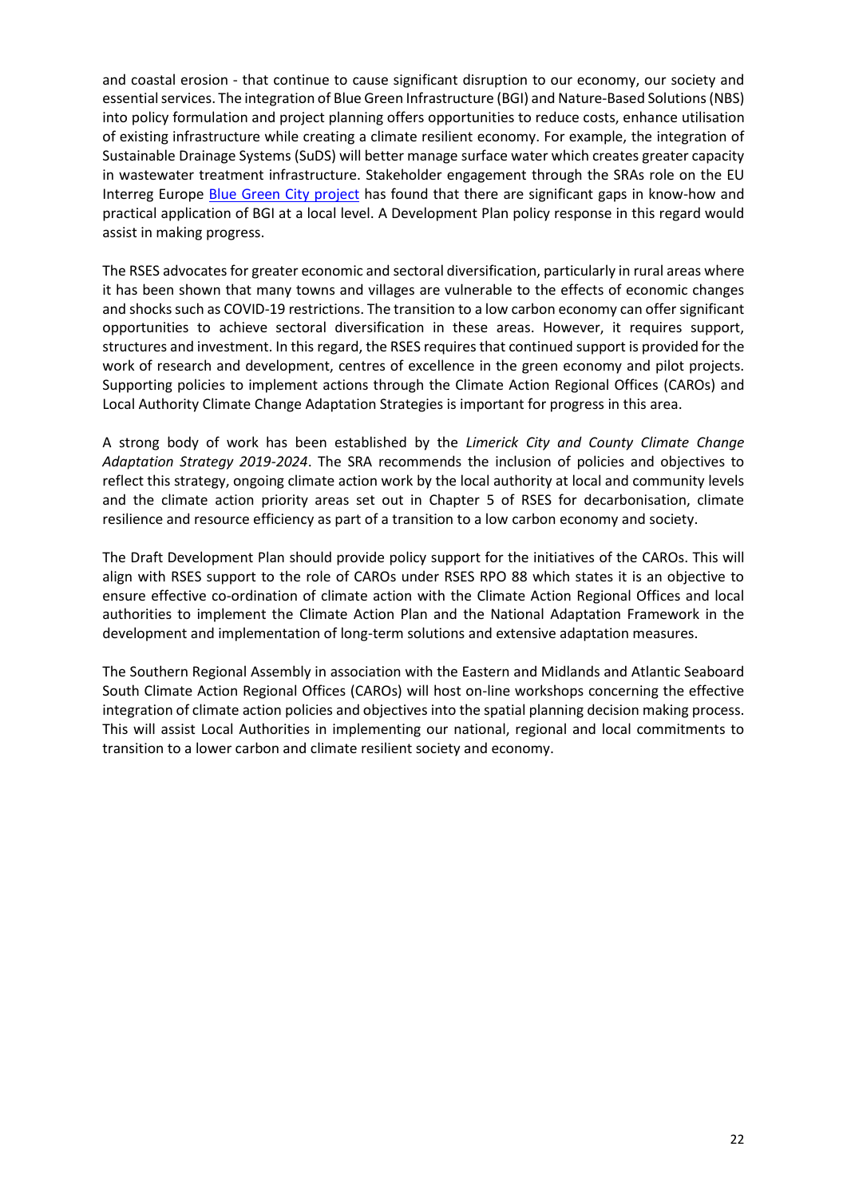and coastal erosion - that continue to cause significant disruption to our economy, our society and essential services. The integration of Blue Green Infrastructure (BGI) and Nature-Based Solutions (NBS) into policy formulation and project planning offers opportunities to reduce costs, enhance utilisation of existing infrastructure while creating a climate resilient economy. For example, the integration of Sustainable Drainage Systems (SuDS) will better manage surface water which creates greater capacity in wastewater treatment infrastructure. Stakeholder engagement through the SRAs role on the EU Interreg Europe Blue Green City project has found that there are significant gaps in know-how and practical application of BGI at a local level. A Development Plan policy response in this regard would assist in making progress.

The RSES advocates for greater economic and sectoral diversification, particularly in rural areas where it has been shown that many towns and villages are vulnerable to the effects of economic changes and shocks such as COVID-19 restrictions. The transition to a low carbon economy can offer significant opportunities to achieve sectoral diversification in these areas. However, it requires support, structures and investment. In this regard, the RSES requires that continued support is provided for the work of research and development, centres of excellence in the green economy and pilot projects. Supporting policies to implement actions through the Climate Action Regional Offices (CAROs) and Local Authority Climate Change Adaptation Strategies is important for progress in this area.

A strong body of work has been established by the *Limerick City and County Climate Change Adaptation Strategy 2019-2024*. The SRA recommends the inclusion of policies and objectives to reflect this strategy, ongoing climate action work by the local authority at local and community levels and the climate action priority areas set out in Chapter 5 of RSES for decarbonisation, climate resilience and resource efficiency as part of a transition to a low carbon economy and society.

The Draft Development Plan should provide policy support for the initiatives of the CAROs. This will align with RSES support to the role of CAROs under RSES RPO 88 which states it is an objective to ensure effective co-ordination of climate action with the Climate Action Regional Offices and local authorities to implement the Climate Action Plan and the National Adaptation Framework in the development and implementation of long-term solutions and extensive adaptation measures.

The Southern Regional Assembly in association with the Eastern and Midlands and Atlantic Seaboard South Climate Action Regional Offices (CAROs) will host on-line workshops concerning the effective integration of climate action policies and objectives into the spatial planning decision making process. This will assist Local Authorities in implementing our national, regional and local commitments to transition to a lower carbon and climate resilient society and economy.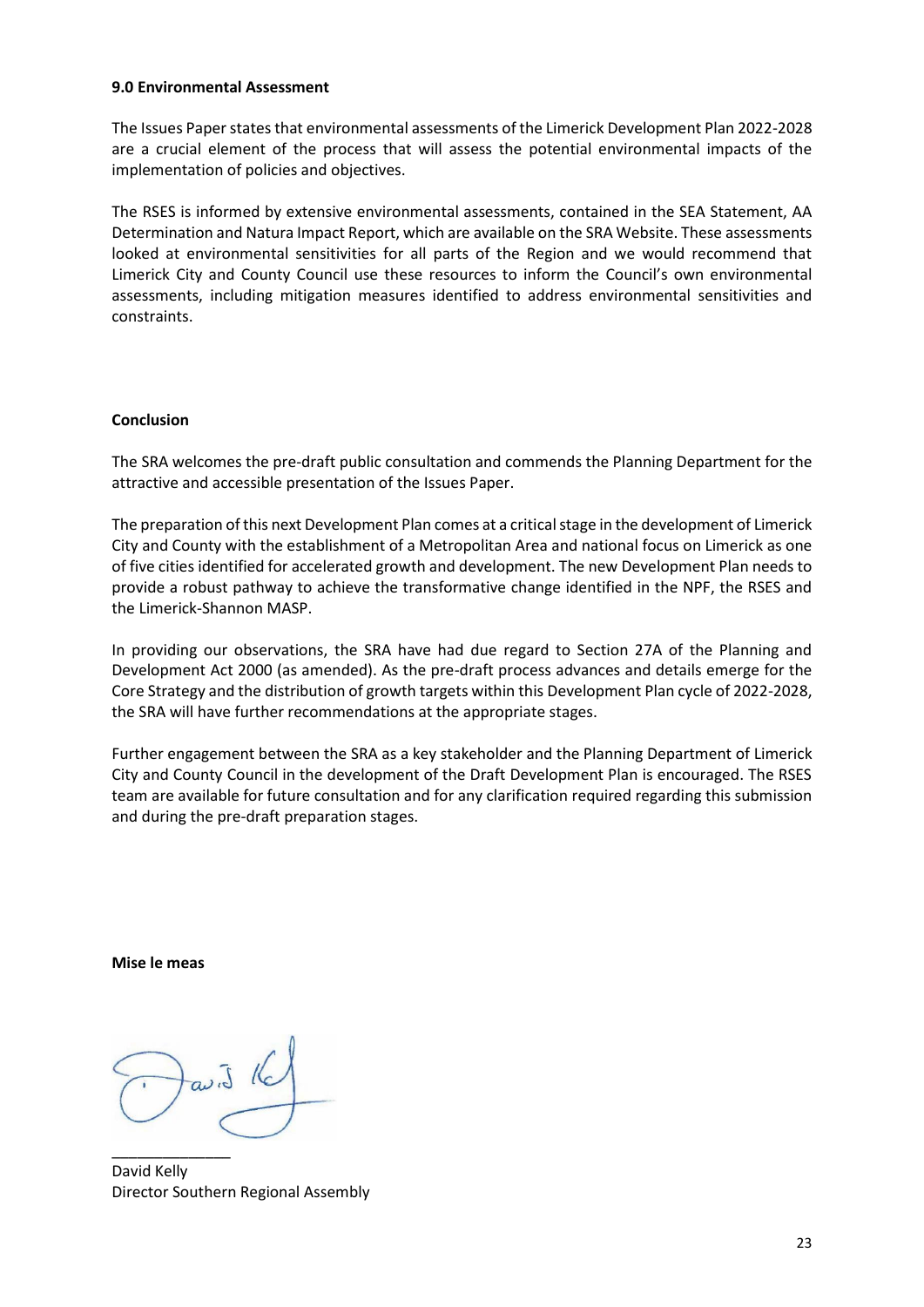**9.0 Environmental Assessment**

The Issues Paper states that environmental assessments of the Limerick Development Plan 2022-2028 are a crucial element of the process that will assess the potential environmental impacts of the implementation of policies and objectives.

The RSES is informed by extensive environmental assessments, contained in the SEA Statement, AA Determination and Natura Impact Report, which are available on the SRA Website. These assessments looked at environmental sensitivities for all parts of the Region and we would recommend that Limerick City and County Council use these resources to inform the Council's own environmental assessments, including mitigation measures identified to address environmental sensitivities and constraints.

**Conclusion**

The SRA welcomes the pre-draft public consultation and commends the Planning Department for the attractive and accessible presentation of the Issues Paper.

The preparation of this next Development Plan comes at a critical stage in the development of Limerick City and County with the establishment of a Metropolitan Area and national focus on Limerick as one of five cities identified for accelerated growth and development. The new Development Plan needs to provide a robust pathway to achieve the transformative change identified in the NPF, the RSES and the Limerick-Shannon MASP.

In providing our observations, the SRA have had due regard to Section 27A of the Planning and Development Act 2000 (as amended). As the pre-draft process advances and details emerge for the Core Strategy and the distribution of growth targets within this Development Plan cycle of 2022-2028, the SRA will have further recommendations at the appropriate stages.

Further engagement between the SRA as a key stakeholder and the Planning Department of Limerick City and County Council in the development of the Draft Development Plan is encouraged. The RSES team are available for future consultation and for any clarification required regarding this submission and during the pre-draft preparation stages.

**Mise le meas**

\_\_\_\_\_\_\_\_\_\_\_\_\_\_\_

David Kelly
Director Southern Regional Assembly